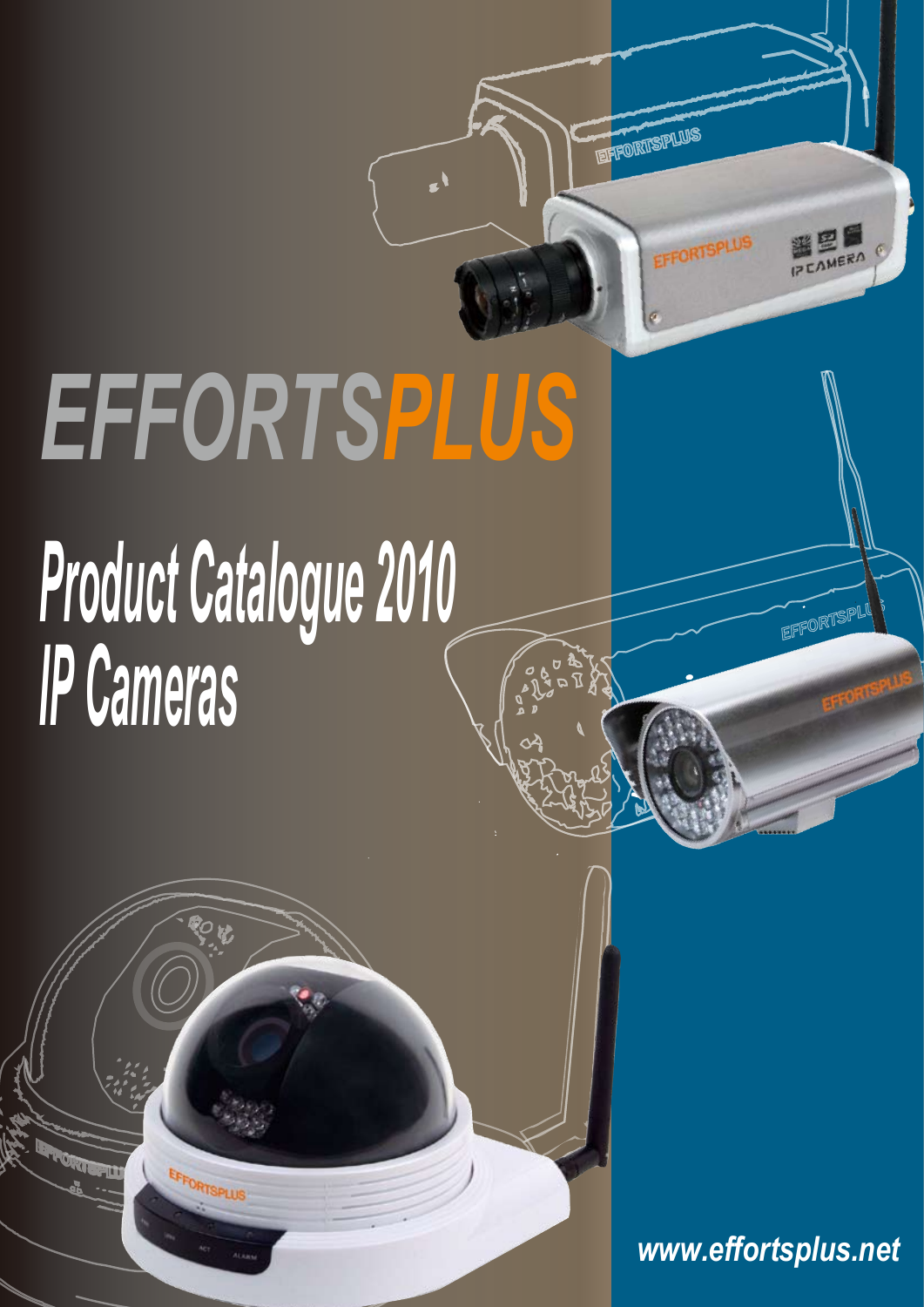# EFFORTSPLUS

## Product Catalogue 2010
## IP Cameras

www.effortsplus.net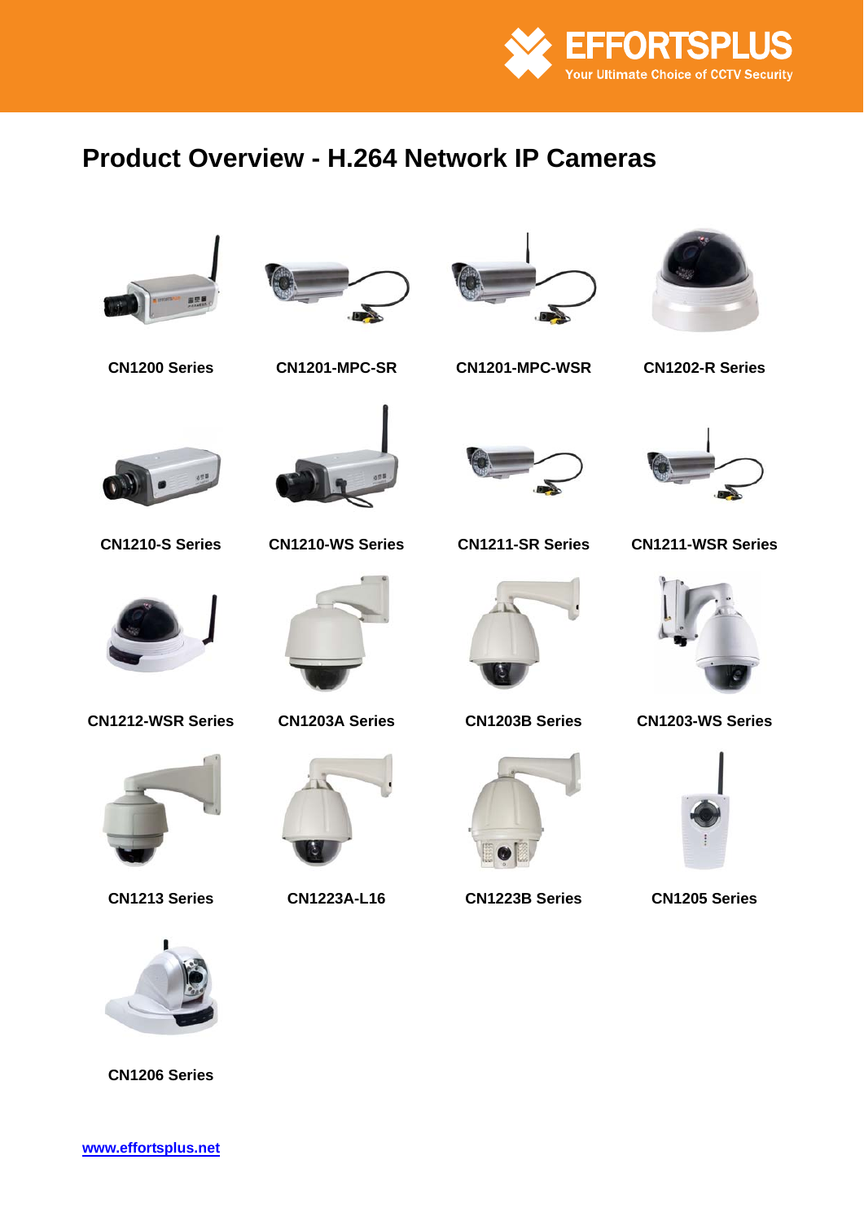# Product Overview - H.264 Network IP Cameras

CN1200 Series

CN1201-MPC-SR

CN1201-MPC-WSR

CN1202-R Series

CN1210-S Series

CN1210-WS Series

CN1211-SR Series

CN1211-WSR Series

CN1212-WSR Series

CN1203A Series

CN1203B Series

CN1203-WS Series

CN1213 Series

CN1223A-L16

CN1223B Series

CN1205 Series

CN1206 Series

www.effortsplus.net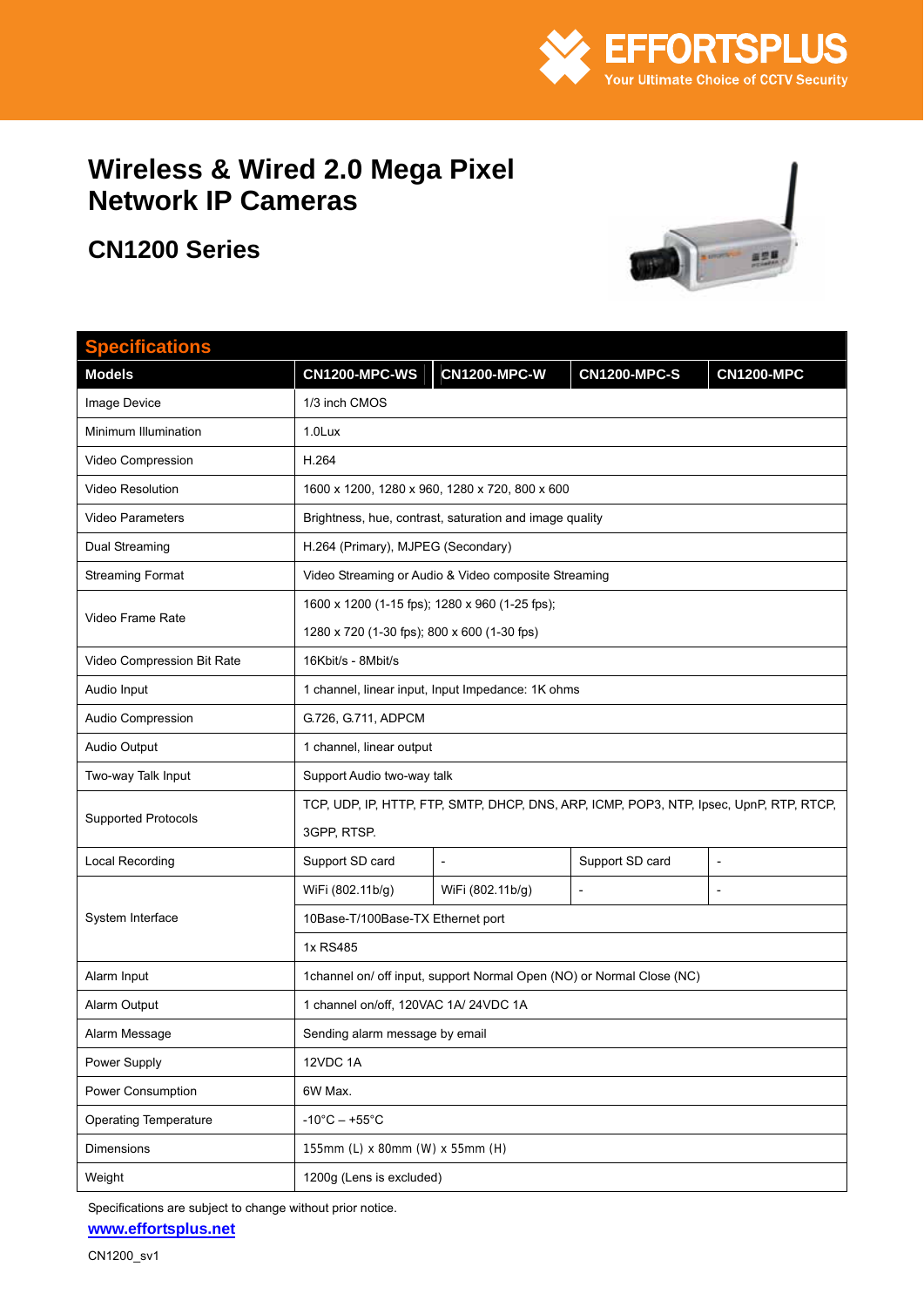EFFORTSPLUS
Your Ultimate Choice of CCTV Security

# Wireless & Wired 2.0 Mega Pixel Network IP Cameras

## CN1200 Series

| Specifications | | | | |
|---|---|---|---|---|
| **Models** | **CN1200-MPC-WS** | **CN1200-MPC-W** | **CN1200-MPC-S** | **CN1200-MPC** |
| Image Device | 1/3 inch CMOS | | | |
| Minimum Illumination | 1.0Lux | | | |
| Video Compression | H.264 | | | |
| Video Resolution | 1600 x 1200, 1280 x 960, 1280 x 720, 800 x 600 | | | |
| Video Parameters | Brightness, hue, contrast, saturation and image quality | | | |
| Dual Streaming | H.264 (Primary), MJPEG (Secondary) | | | |
| Streaming Format | Video Streaming or Audio & Video composite Streaming | | | |
| Video Frame Rate | 1600 x 1200 (1-15 fps); 1280 x 960 (1-25 fps); 1280 x 720 (1-30 fps); 800 x 600 (1-30 fps) | | | |
| Video Compression Bit Rate | 16Kbit/s - 8Mbit/s | | | |
| Audio Input | 1 channel, linear input, Input Impedance: 1K ohms | | | |
| Audio Compression | G.726, G.711, ADPCM | | | |
| Audio Output | 1 channel, linear output | | | |
| Two-way Talk Input | Support Audio two-way talk | | | |
| Supported Protocols | TCP, UDP, IP, HTTP, FTP, SMTP, DHCP, DNS, ARP, ICMP, POP3, NTP, Ipsec, UpnP, RTP, RTCP, 3GPP, RTSP. | | | |
| Local Recording | Support SD card | - | Support SD card | - |
| System Interface | WiFi (802.11b/g) | WiFi (802.11b/g) | - | - |
| | 10Base-T/100Base-TX Ethernet port | | | |
| | 1x RS485 | | | |
| Alarm Input | 1channel on/ off input, support Normal Open (NO) or Normal Close (NC) | | | |
| Alarm Output | 1 channel on/off, 120VAC 1A/ 24VDC 1A | | | |
| Alarm Message | Sending alarm message by email | | | |
| Power Supply | 12VDC 1A | | | |
| Power Consumption | 6W Max. | | | |
| Operating Temperature | -10°C – +55°C | | | |
| Dimensions | 155mm (L) x 80mm (W) x 55mm (H) | | | |
| Weight | 1200g (Lens is excluded) | | | |

Specifications are subject to change without prior notice.

www.effortsplus.net

CN1200_sv1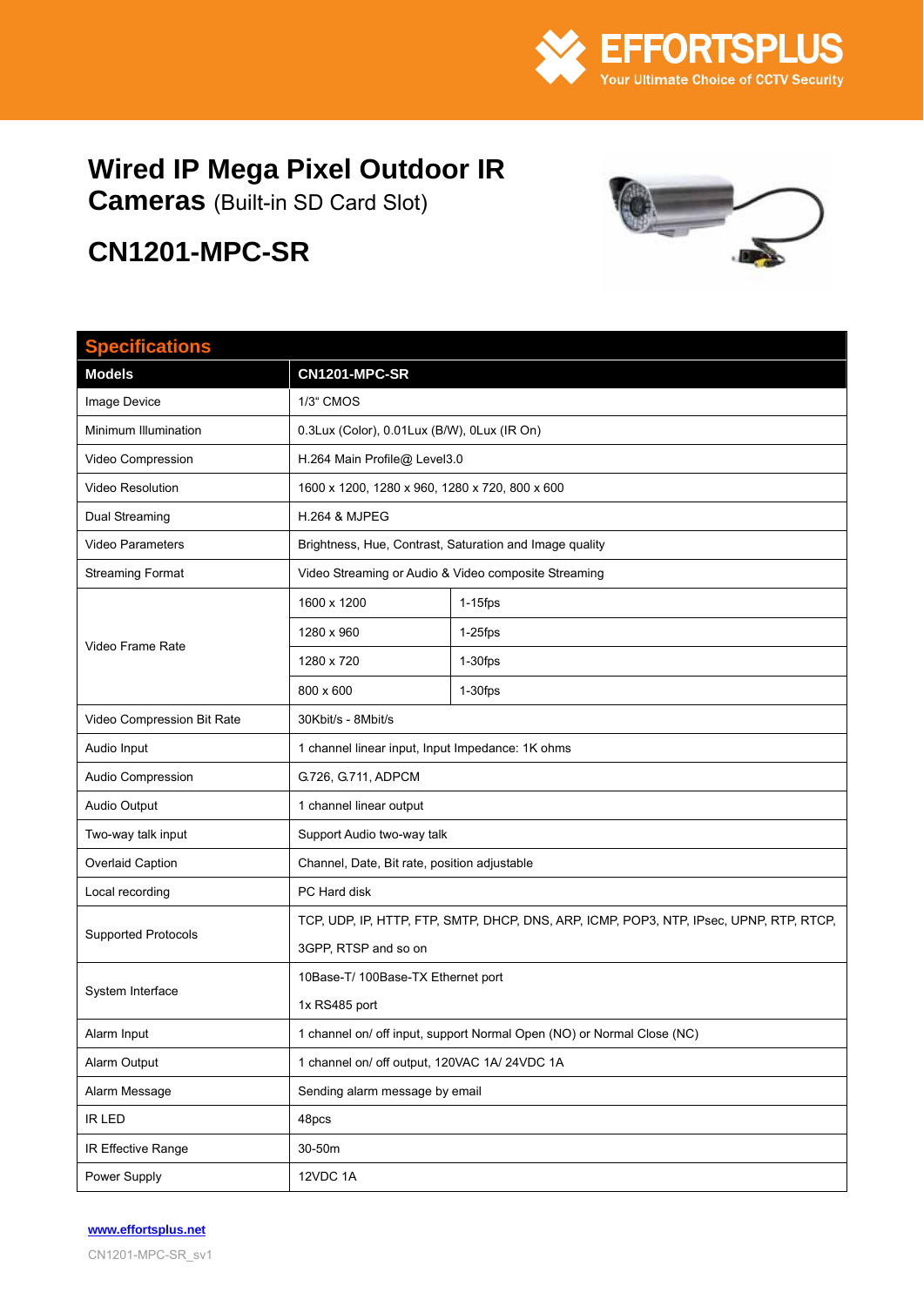EFFORTSPLUS
Your Ultimate Choice of CCTV Security

# Wired IP Mega Pixel Outdoor IR Cameras (Built-in SD Card Slot)

# CN1201-MPC-SR

## Specifications

| Models | CN1201-MPC-SR | |
|---|---|---|
| Image Device | 1/3" CMOS | |
| Minimum Illumination | 0.3Lux (Color), 0.01Lux (B/W), 0Lux (IR On) | |
| Video Compression | H.264 Main Profile@ Level3.0 | |
| Video Resolution | 1600 x 1200, 1280 x 960, 1280 x 720, 800 x 600 | |
| Dual Streaming | H.264 & MJPEG | |
| Video Parameters | Brightness, Hue, Contrast, Saturation and Image quality | |
| Streaming Format | Video Streaming or Audio & Video composite Streaming | |
| Video Frame Rate | 1600 x 1200 | 1-15fps |
| | 1280 x 960 | 1-25fps |
| | 1280 x 720 | 1-30fps |
| | 800 x 600 | 1-30fps |
| Video Compression Bit Rate | 30Kbit/s - 8Mbit/s | |
| Audio Input | 1 channel linear input, Input Impedance: 1K ohms | |
| Audio Compression | G.726, G.711, ADPCM | |
| Audio Output | 1 channel linear output | |
| Two-way talk input | Support Audio two-way talk | |
| Overlaid Caption | Channel, Date, Bit rate, position adjustable | |
| Local recording | PC Hard disk | |
| Supported Protocols | TCP, UDP, IP, HTTP, FTP, SMTP, DHCP, DNS, ARP, ICMP, POP3, NTP, IPsec, UPNP, RTP, RTCP, 3GPP, RTSP and so on | |
| System Interface | 10Base-T/ 100Base-TX Ethernet port<br>1x RS485 port | |
| Alarm Input | 1 channel on/ off input, support Normal Open (NO) or Normal Close (NC) | |
| Alarm Output | 1 channel on/ off output, 120VAC 1A/ 24VDC 1A | |
| Alarm Message | Sending alarm message by email | |
| IR LED | 48pcs | |
| IR Effective Range | 30-50m | |
| Power Supply | 12VDC 1A | |

www.effortsplus.net

CN1201-MPC-SR_sv1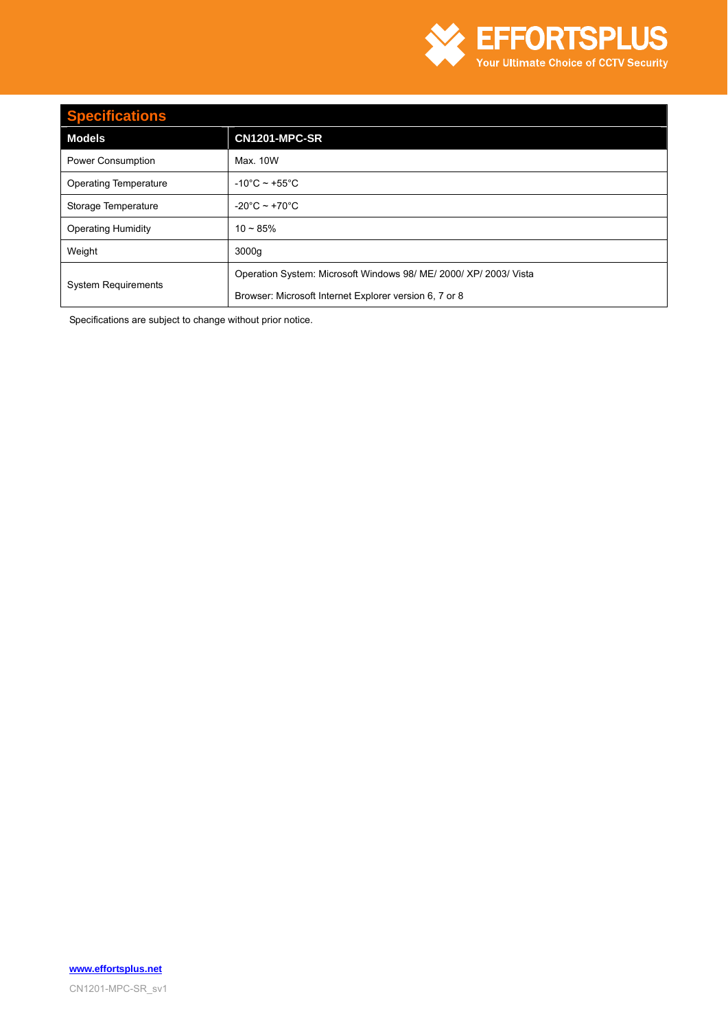## Specifications

| Models | CN1201-MPC-SR |
|---|---|
| Power Consumption | Max. 10W |
| Operating Temperature | -10°C ~ +55°C |
| Storage Temperature | -20°C ~ +70°C |
| Operating Humidity | 10 ~ 85% |
| Weight | 3000g |
| System Requirements | Operation System: Microsoft Windows 98/ ME/ 2000/ XP/ 2003/ Vista<br>Browser: Microsoft Internet Explorer version 6, 7 or 8 |

Specifications are subject to change without prior notice.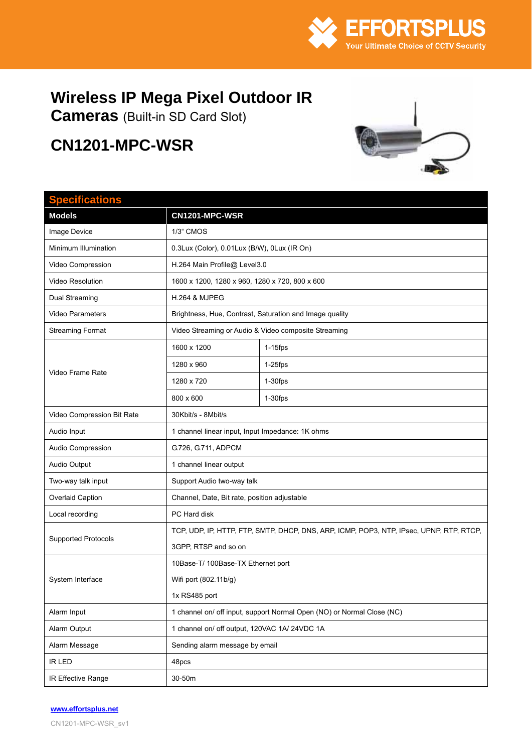EFFORTSPLUS

Your Ultimate Choice of CCTV Security

# Wireless IP Mega Pixel Outdoor IR Cameras (Built-in SD Card Slot)

## CN1201-MPC-WSR

### Specifications

| Models | CN1201-MPC-WSR | |
|---|---|---|
| Image Device | 1/3" CMOS | |
| Minimum Illumination | 0.3Lux (Color), 0.01Lux (B/W), 0Lux (IR On) | |
| Video Compression | H.264 Main Profile@ Level3.0 | |
| Video Resolution | 1600 x 1200, 1280 x 960, 1280 x 720, 800 x 600 | |
| Dual Streaming | H.264 & MJPEG | |
| Video Parameters | Brightness, Hue, Contrast, Saturation and Image quality | |
| Streaming Format | Video Streaming or Audio & Video composite Streaming | |
| Video Frame Rate | 1600 x 1200 | 1-15fps |
| | 1280 x 960 | 1-25fps |
| | 1280 x 720 | 1-30fps |
| | 800 x 600 | 1-30fps |
| Video Compression Bit Rate | 30Kbit/s - 8Mbit/s | |
| Audio Input | 1 channel linear input, Input Impedance: 1K ohms | |
| Audio Compression | G.726, G.711, ADPCM | |
| Audio Output | 1 channel linear output | |
| Two-way talk input | Support Audio two-way talk | |
| Overlaid Caption | Channel, Date, Bit rate, position adjustable | |
| Local recording | PC Hard disk | |
| Supported Protocols | TCP, UDP, IP, HTTP, FTP, SMTP, DHCP, DNS, ARP, ICMP, POP3, NTP, IPsec, UPNP, RTP, RTCP, 3GPP, RTSP and so on | |
| System Interface | 10Base-T/ 100Base-TX Ethernet port<br>Wifi port (802.11b/g)<br>1x RS485 port | |
| Alarm Input | 1 channel on/ off input, support Normal Open (NO) or Normal Close (NC) | |
| Alarm Output | 1 channel on/ off output, 120VAC 1A/ 24VDC 1A | |
| Alarm Message | Sending alarm message by email | |
| IR LED | 48pcs | |
| IR Effective Range | 30-50m | |

www.effortsplus.net

CN1201-MPC-WSR_sv1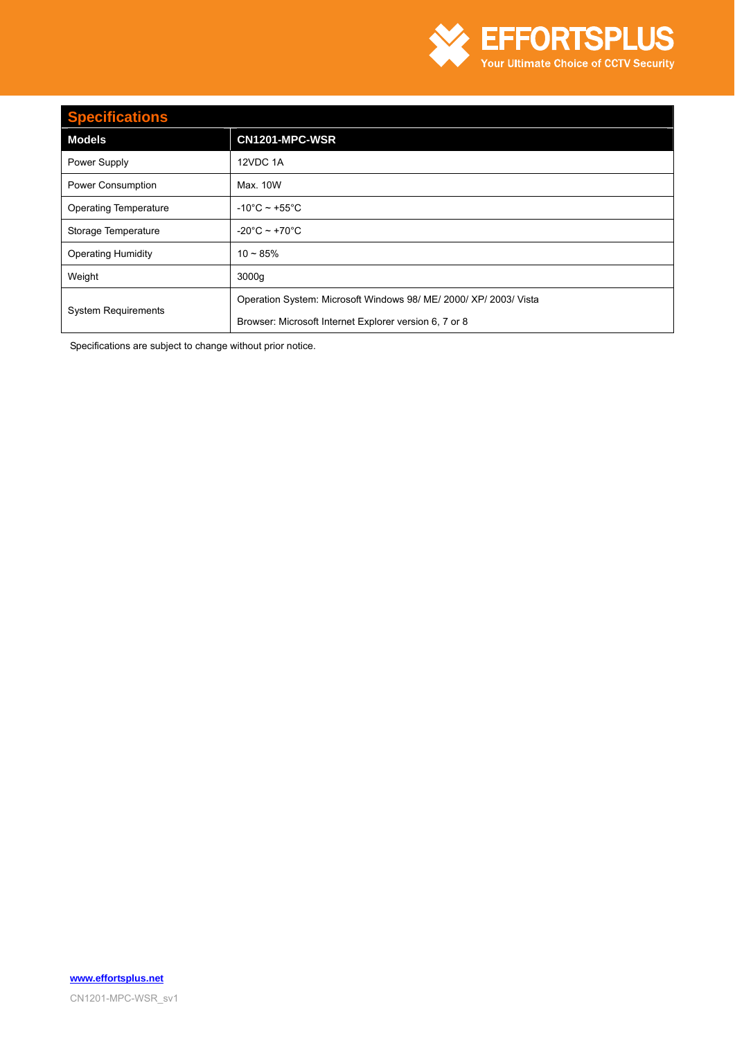## Specifications

| Models | CN1201-MPC-WSR |
|---|---|
| Power Supply | 12VDC 1A |
| Power Consumption | Max. 10W |
| Operating Temperature | -10°C ~ +55°C |
| Storage Temperature | -20°C ~ +70°C |
| Operating Humidity | 10 ~ 85% |
| Weight | 3000g |
| System Requirements | Operation System: Microsoft Windows 98/ ME/ 2000/ XP/ 2003/ Vista<br>Browser: Microsoft Internet Explorer version 6, 7 or 8 |

Specifications are subject to change without prior notice.

www.effortsplus.net

CN1201-MPC-WSR_sv1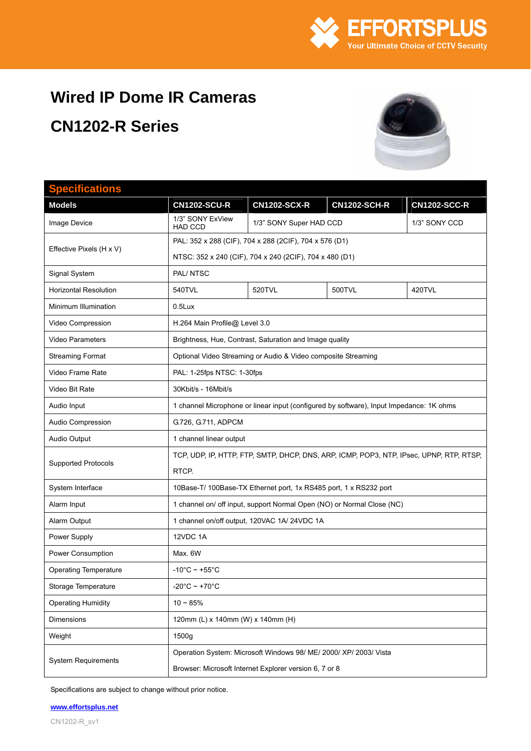# Wired IP Dome IR Cameras

# CN1202-R Series

## Specifications

| Models | CN1202-SCU-R | CN1202-SCX-R | CN1202-SCH-R | CN1202-SCC-R |
|---|---|---|---|---|
| Image Device | 1/3" SONY ExView HAD CCD | 1/3" SONY Super HAD CCD | | 1/3" SONY CCD |
| Effective Pixels (H x V) | PAL: 352 x 288 (CIF), 704 x 288 (2CIF), 704 x 576 (D1)<br>NTSC: 352 x 240 (CIF), 704 x 240 (2CIF), 704 x 480 (D1) | | | |
| Signal System | PAL/ NTSC | | | |
| Horizontal Resolution | 540TVL | 520TVL | 500TVL | 420TVL |
| Minimum Illumination | 0.5Lux | | | |
| Video Compression | H.264 Main Profile@ Level 3.0 | | | |
| Video Parameters | Brightness, Hue, Contrast, Saturation and Image quality | | | |
| Streaming Format | Optional Video Streaming or Audio & Video composite Streaming | | | |
| Video Frame Rate | PAL: 1-25fps NTSC: 1-30fps | | | |
| Video Bit Rate | 30Kbit/s - 16Mbit/s | | | |
| Audio Input | 1 channel Microphone or linear input (configured by software), Input Impedance: 1K ohms | | | |
| Audio Compression | G.726, G.711, ADPCM | | | |
| Audio Output | 1 channel linear output | | | |
| Supported Protocols | TCP, UDP, IP, HTTP, FTP, SMTP, DHCP, DNS, ARP, ICMP, POP3, NTP, IPsec, UPNP, RTP, RTSP, RTCP. | | | |
| System Interface | 10Base-T/ 100Base-TX Ethernet port, 1x RS485 port, 1 x RS232 port | | | |
| Alarm Input | 1 channel on/ off input, support Normal Open (NO) or Normal Close (NC) | | | |
| Alarm Output | 1 channel on/off output, 120VAC 1A/ 24VDC 1A | | | |
| Power Supply | 12VDC 1A | | | |
| Power Consumption | Max. 6W | | | |
| Operating Temperature | -10°C ~ +55°C | | | |
| Storage Temperature | -20°C ~ +70°C | | | |
| Operating Humidity | 10 ~ 85% | | | |
| Dimensions | 120mm (L) x 140mm (W) x 140mm (H) | | | |
| Weight | 1500g | | | |
| System Requirements | Operation System: Microsoft Windows 98/ ME/ 2000/ XP/ 2003/ Vista<br>Browser: Microsoft Internet Explorer version 6, 7 or 8 | | | |

Specifications are subject to change without prior notice.

www.effortsplus.net

CN1202-R_sv1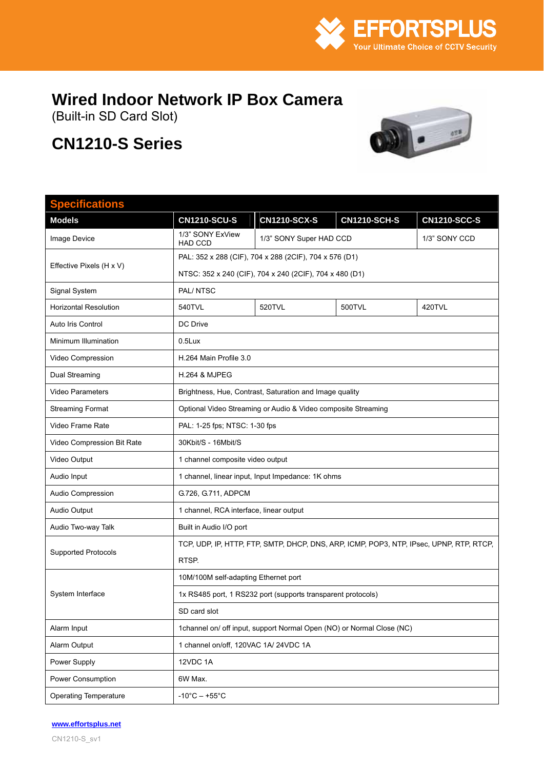# Wired Indoor Network IP Box Camera

(Built-in SD Card Slot)

## CN1210-S Series

| Specifications | | | | |
|---|---|---|---|---|
| **Models** | **CN1210-SCU-S** | **CN1210-SCX-S** | **CN1210-SCH-S** | **CN1210-SCC-S** |
| Image Device | 1/3" SONY ExView HAD CCD | 1/3" SONY Super HAD CCD | | 1/3" SONY CCD |
| Effective Pixels (H x V) | PAL: 352 x 288 (CIF), 704 x 288 (2CIF), 704 x 576 (D1)<br>NTSC: 352 x 240 (CIF), 704 x 240 (2CIF), 704 x 480 (D1) | | | |
| Signal System | PAL/ NTSC | | | |
| Horizontal Resolution | 540TVL | 520TVL | 500TVL | 420TVL |
| Auto Iris Control | DC Drive | | | |
| Minimum Illumination | 0.5Lux | | | |
| Video Compression | H.264 Main Profile 3.0 | | | |
| Dual Streaming | H.264 & MJPEG | | | |
| Video Parameters | Brightness, Hue, Contrast, Saturation and Image quality | | | |
| Streaming Format | Optional Video Streaming or Audio & Video composite Streaming | | | |
| Video Frame Rate | PAL: 1-25 fps; NTSC: 1-30 fps | | | |
| Video Compression Bit Rate | 30Kbit/S - 16Mbit/S | | | |
| Video Output | 1 channel composite video output | | | |
| Audio Input | 1 channel, linear input, Input Impedance: 1K ohms | | | |
| Audio Compression | G.726, G.711, ADPCM | | | |
| Audio Output | 1 channel, RCA interface, linear output | | | |
| Audio Two-way Talk | Built in Audio I/O port | | | |
| Supported Protocols | TCP, UDP, IP, HTTP, FTP, SMTP, DHCP, DNS, ARP, ICMP, POP3, NTP, IPsec, UPNP, RTP, RTCP, RTSP. | | | |
| System Interface | 10M/100M self-adapting Ethernet port<br>1x RS485 port, 1 RS232 port (supports transparent protocols)<br>SD card slot | | | |
| Alarm Input | 1channel on/ off input, support Normal Open (NO) or Normal Close (NC) | | | |
| Alarm Output | 1 channel on/off, 120VAC 1A/ 24VDC 1A | | | |
| Power Supply | 12VDC 1A | | | |
| Power Consumption | 6W Max. | | | |
| Operating Temperature | -10°C – +55°C | | | |

www.effortsplus.net

CN1210-S_sv1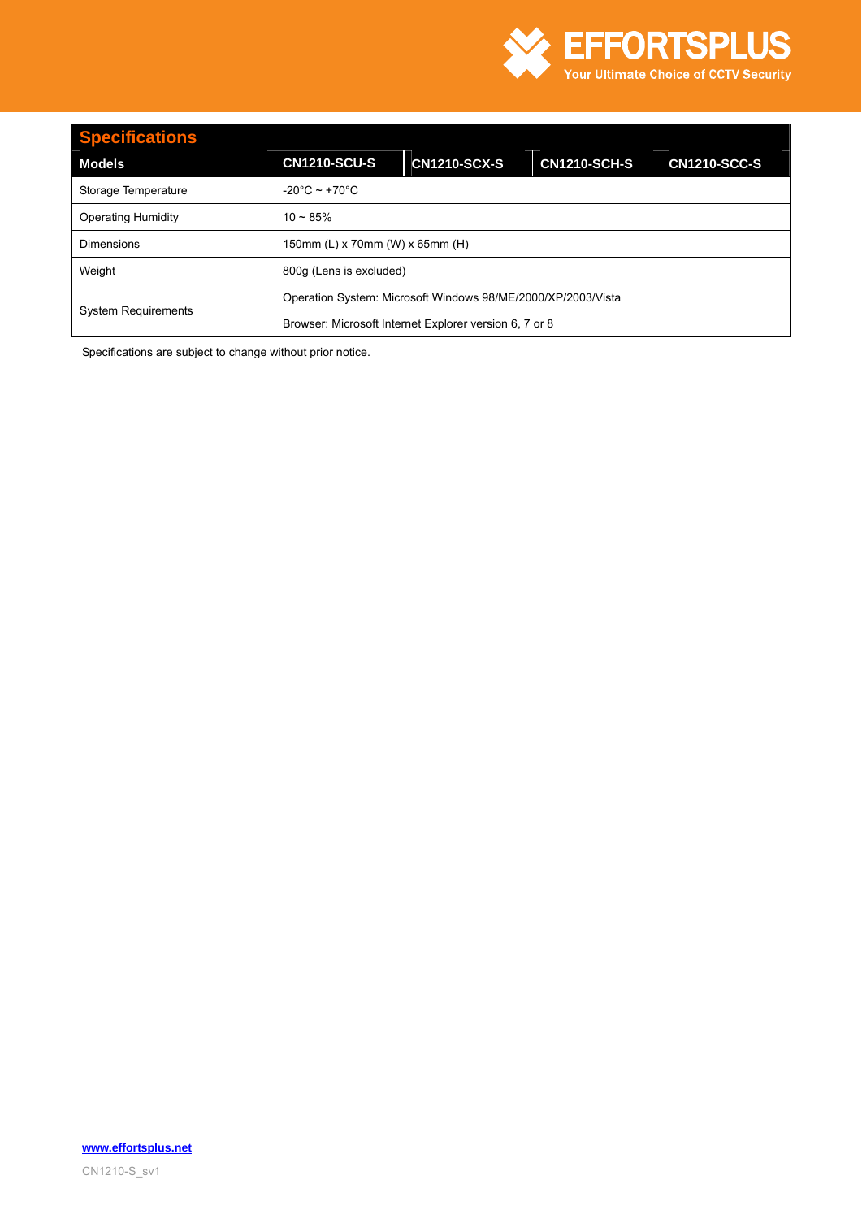## Specifications

| Models | CN1210-SCU-S | CN1210-SCX-S | CN1210-SCH-S | CN1210-SCC-S |
|---|---|---|---|---|
| Storage Temperature | -20°C ~ +70°C | | | |
| Operating Humidity | 10 ~ 85% | | | |
| Dimensions | 150mm (L) x 70mm (W) x 65mm (H) | | | |
| Weight | 800g (Lens is excluded) | | | |
| System Requirements | Operation System: Microsoft Windows 98/ME/2000/XP/2003/Vista<br>Browser: Microsoft Internet Explorer version 6, 7 or 8 | | | |

Specifications are subject to change without prior notice.

www.effortsplus.net

CN1210-S_sv1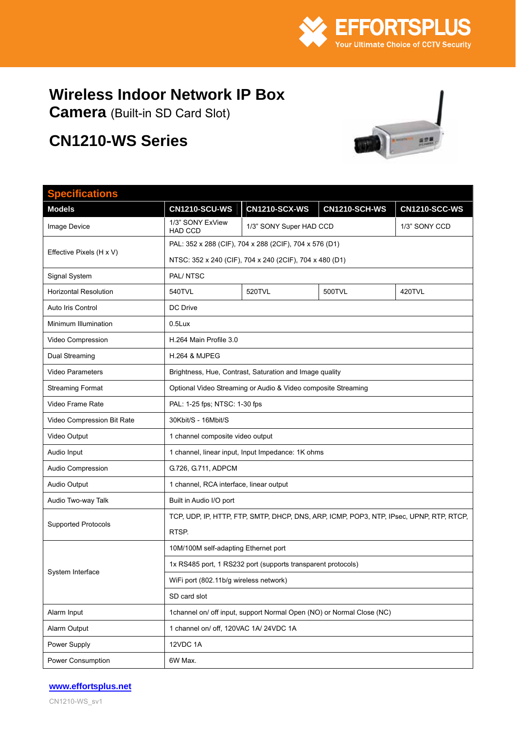EFFORTSPLUS
Your Ultimate Choice of CCTV Security

# Wireless Indoor Network IP Box Camera (Built-in SD Card Slot)

## CN1210-WS Series

| Specifications | | | | |
|---|---|---|---|---|
| **Models** | **CN1210-SCU-WS** | **CN1210-SCX-WS** | **CN1210-SCH-WS** | **CN1210-SCC-WS** |
| Image Device | 1/3" SONY ExView HAD CCD | 1/3" SONY Super HAD CCD | | 1/3" SONY CCD |
| Effective Pixels (H x V) | PAL: 352 x 288 (CIF), 704 x 288 (2CIF), 704 x 576 (D1)<br>NTSC: 352 x 240 (CIF), 704 x 240 (2CIF), 704 x 480 (D1) | | | |
| Signal System | PAL/ NTSC | | | |
| Horizontal Resolution | 540TVL | 520TVL | 500TVL | 420TVL |
| Auto Iris Control | DC Drive | | | |
| Minimum Illumination | 0.5Lux | | | |
| Video Compression | H.264 Main Profile 3.0 | | | |
| Dual Streaming | H.264 & MJPEG | | | |
| Video Parameters | Brightness, Hue, Contrast, Saturation and Image quality | | | |
| Streaming Format | Optional Video Streaming or Audio & Video composite Streaming | | | |
| Video Frame Rate | PAL: 1-25 fps; NTSC: 1-30 fps | | | |
| Video Compression Bit Rate | 30Kbit/S - 16Mbit/S | | | |
| Video Output | 1 channel composite video output | | | |
| Audio Input | 1 channel, linear input, Input Impedance: 1K ohms | | | |
| Audio Compression | G.726, G.711, ADPCM | | | |
| Audio Output | 1 channel, RCA interface, linear output | | | |
| Audio Two-way Talk | Built in Audio I/O port | | | |
| Supported Protocols | TCP, UDP, IP, HTTP, FTP, SMTP, DHCP, DNS, ARP, ICMP, POP3, NTP, IPsec, UPNP, RTP, RTCP, RTSP. | | | |
| System Interface | 10M/100M self-adapting Ethernet port<br>1x RS485 port, 1 RS232 port (supports transparent protocols)<br>WiFi port (802.11b/g wireless network)<br>SD card slot | | | |
| Alarm Input | 1channel on/ off input, support Normal Open (NO) or Normal Close (NC) | | | |
| Alarm Output | 1 channel on/ off, 120VAC 1A/ 24VDC 1A | | | |
| Power Supply | 12VDC 1A | | | |
| Power Consumption | 6W Max. | | | |

www.effortsplus.net

CN1210-WS_sv1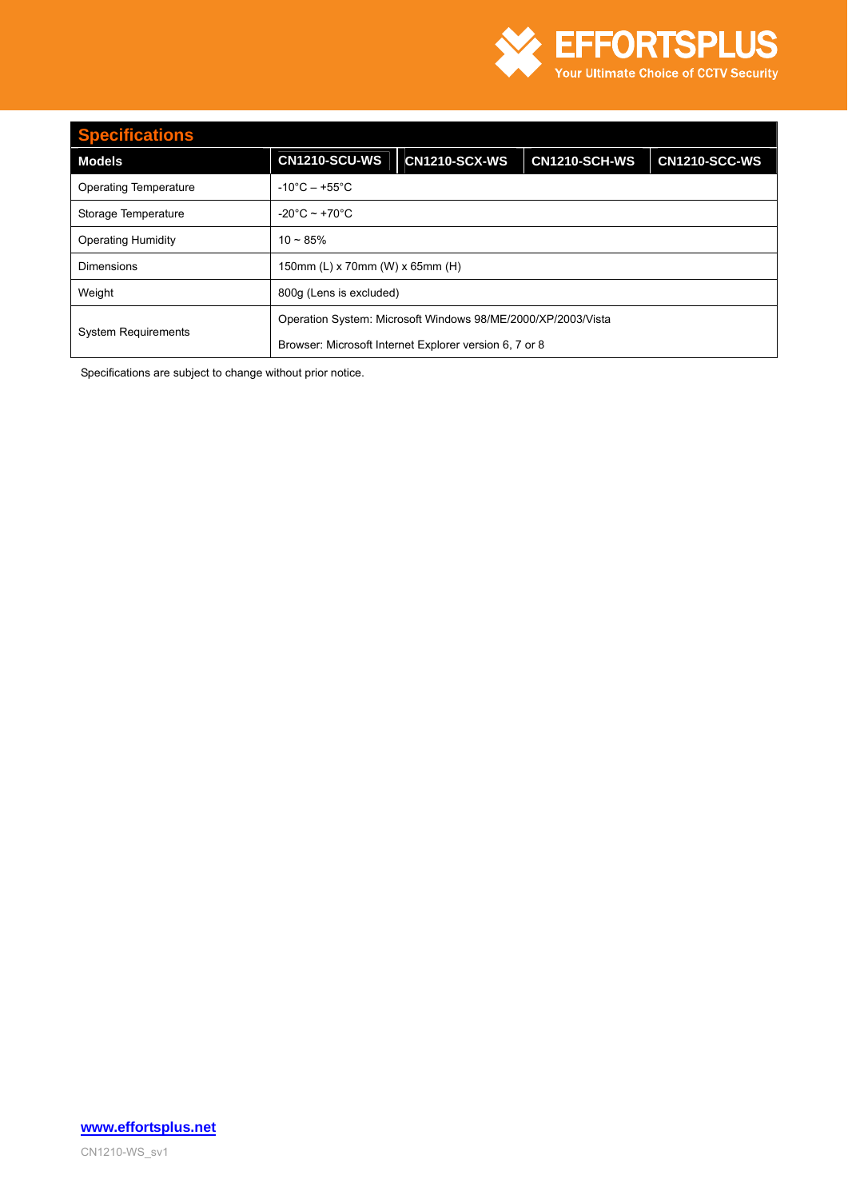## Specifications

| Models | CN1210-SCU-WS | CN1210-SCX-WS | CN1210-SCH-WS | CN1210-SCC-WS |
|---|---|---|---|---|
| Operating Temperature | -10°C – +55°C | | | |
| Storage Temperature | -20°C ~ +70°C | | | |
| Operating Humidity | 10 ~ 85% | | | |
| Dimensions | 150mm (L) x 70mm (W) x 65mm (H) | | | |
| Weight | 800g (Lens is excluded) | | | |
| System Requirements | Operation System: Microsoft Windows 98/ME/2000/XP/2003/Vista<br>Browser: Microsoft Internet Explorer version 6, 7 or 8 | | | |

Specifications are subject to change without prior notice.

**www.effortsplus.net**

CN1210-WS_sv1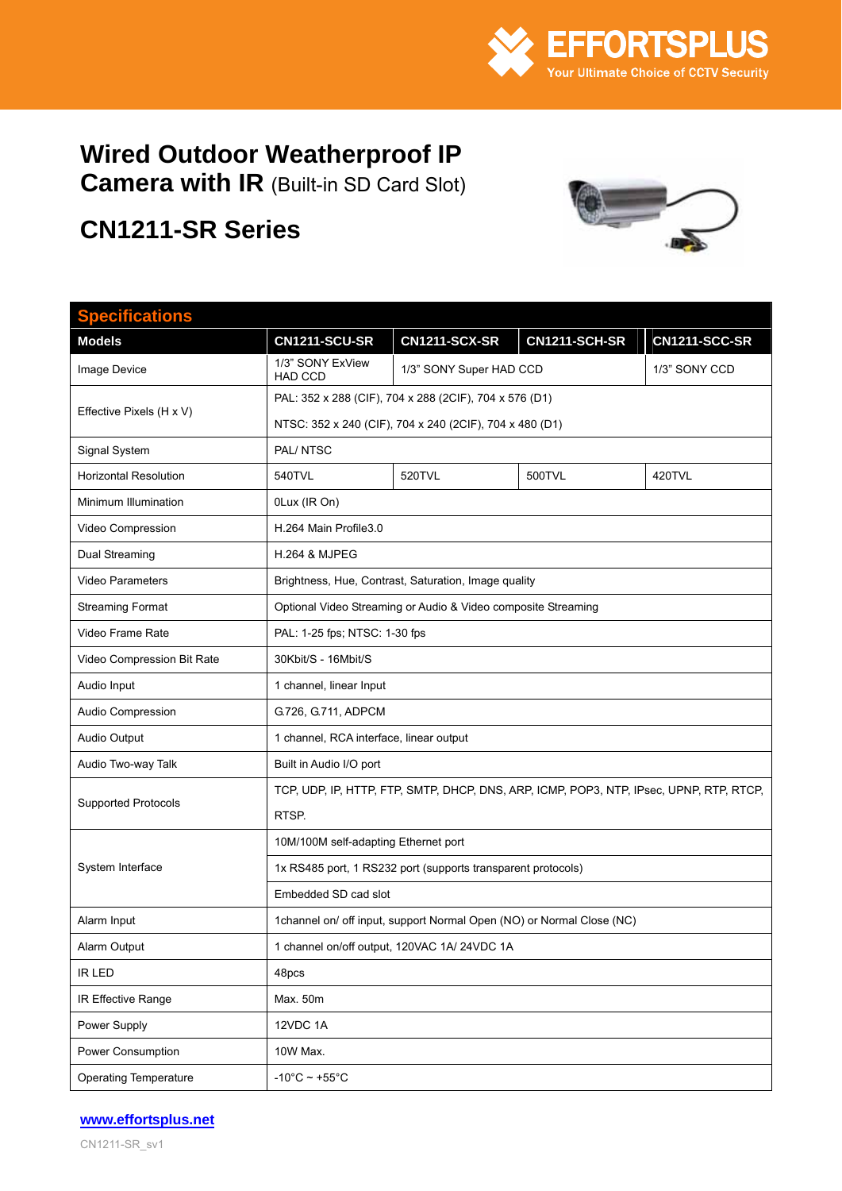EFFORTSPLUS
Your Ultimate Choice of CCTV Security

# Wired Outdoor Weatherproof IP Camera with IR (Built-in SD Card Slot)

## CN1211-SR Series

| Specifications | | | | |
|---|---|---|---|---|
| **Models** | **CN1211-SCU-SR** | **CN1211-SCX-SR** | **CN1211-SCH-SR** | **CN1211-SCC-SR** |
| Image Device | 1/3" SONY ExView HAD CCD | 1/3" SONY Super HAD CCD | | 1/3" SONY CCD |
| Effective Pixels (H x V) | PAL: 352 x 288 (CIF), 704 x 288 (2CIF), 704 x 576 (D1)<br>NTSC: 352 x 240 (CIF), 704 x 240 (2CIF), 704 x 480 (D1) | | | |
| Signal System | PAL/ NTSC | | | |
| Horizontal Resolution | 540TVL | 520TVL | 500TVL | 420TVL |
| Minimum Illumination | 0Lux (IR On) | | | |
| Video Compression | H.264 Main Profile3.0 | | | |
| Dual Streaming | H.264 & MJPEG | | | |
| Video Parameters | Brightness, Hue, Contrast, Saturation, Image quality | | | |
| Streaming Format | Optional Video Streaming or Audio & Video composite Streaming | | | |
| Video Frame Rate | PAL: 1-25 fps; NTSC: 1-30 fps | | | |
| Video Compression Bit Rate | 30Kbit/S - 16Mbit/S | | | |
| Audio Input | 1 channel, linear Input | | | |
| Audio Compression | G.726, G.711, ADPCM | | | |
| Audio Output | 1 channel, RCA interface, linear output | | | |
| Audio Two-way Talk | Built in Audio I/O port | | | |
| Supported Protocols | TCP, UDP, IP, HTTP, FTP, SMTP, DHCP, DNS, ARP, ICMP, POP3, NTP, IPsec, UPNP, RTP, RTCP, RTSP. | | | |
| System Interface | 10M/100M self-adapting Ethernet port<br>1x RS485 port, 1 RS232 port (supports transparent protocols)<br>Embedded SD cad slot | | | |
| Alarm Input | 1channel on/ off input, support Normal Open (NO) or Normal Close (NC) | | | |
| Alarm Output | 1 channel on/off output, 120VAC 1A/ 24VDC 1A | | | |
| IR LED | 48pcs | | | |
| IR Effective Range | Max. 50m | | | |
| Power Supply | 12VDC 1A | | | |
| Power Consumption | 10W Max. | | | |
| Operating Temperature | -10°C ~ +55°C | | | |

**www.effortsplus.net**

CN1211-SR_sv1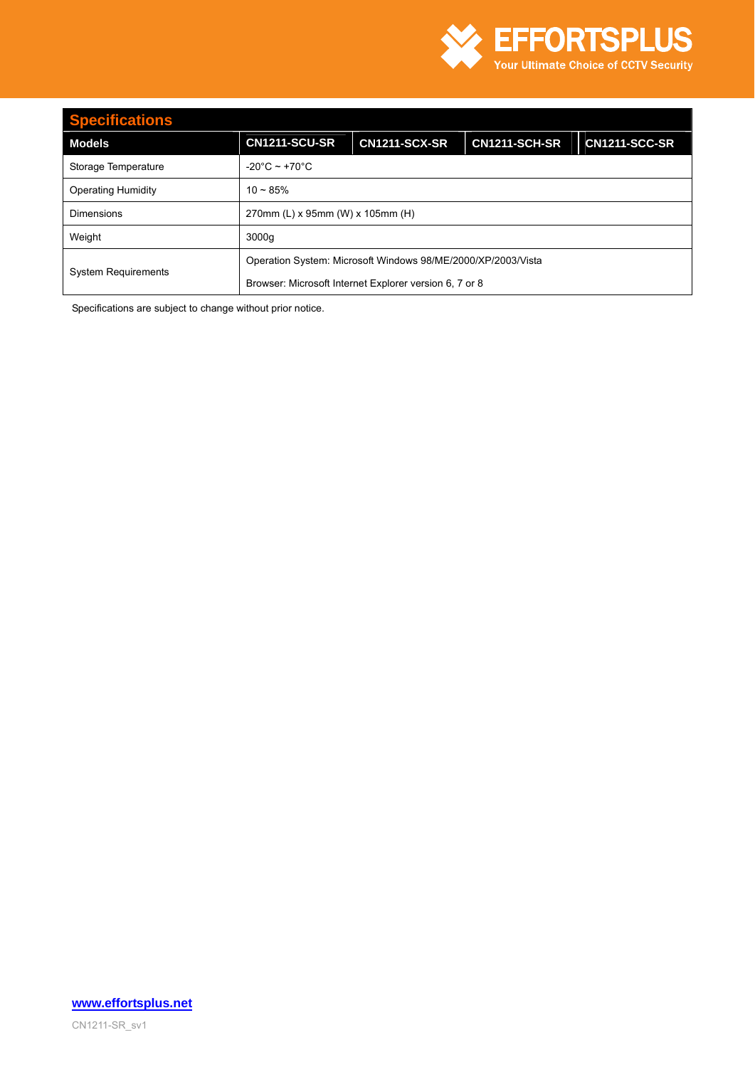## Specifications

| Models | CN1211-SCU-SR | CN1211-SCX-SR | CN1211-SCH-SR | CN1211-SCC-SR |
|---|---|---|---|---|
| Storage Temperature | -20°C ~ +70°C | | | |
| Operating Humidity | 10 ~ 85% | | | |
| Dimensions | 270mm (L) x 95mm (W) x 105mm (H) | | | |
| Weight | 3000g | | | |
| System Requirements | Operation System: Microsoft Windows 98/ME/2000/XP/2003/Vista<br>Browser: Microsoft Internet Explorer version 6, 7 or 8 | | | |

Specifications are subject to change without prior notice.

**www.effortsplus.net**

CN1211-SR_sv1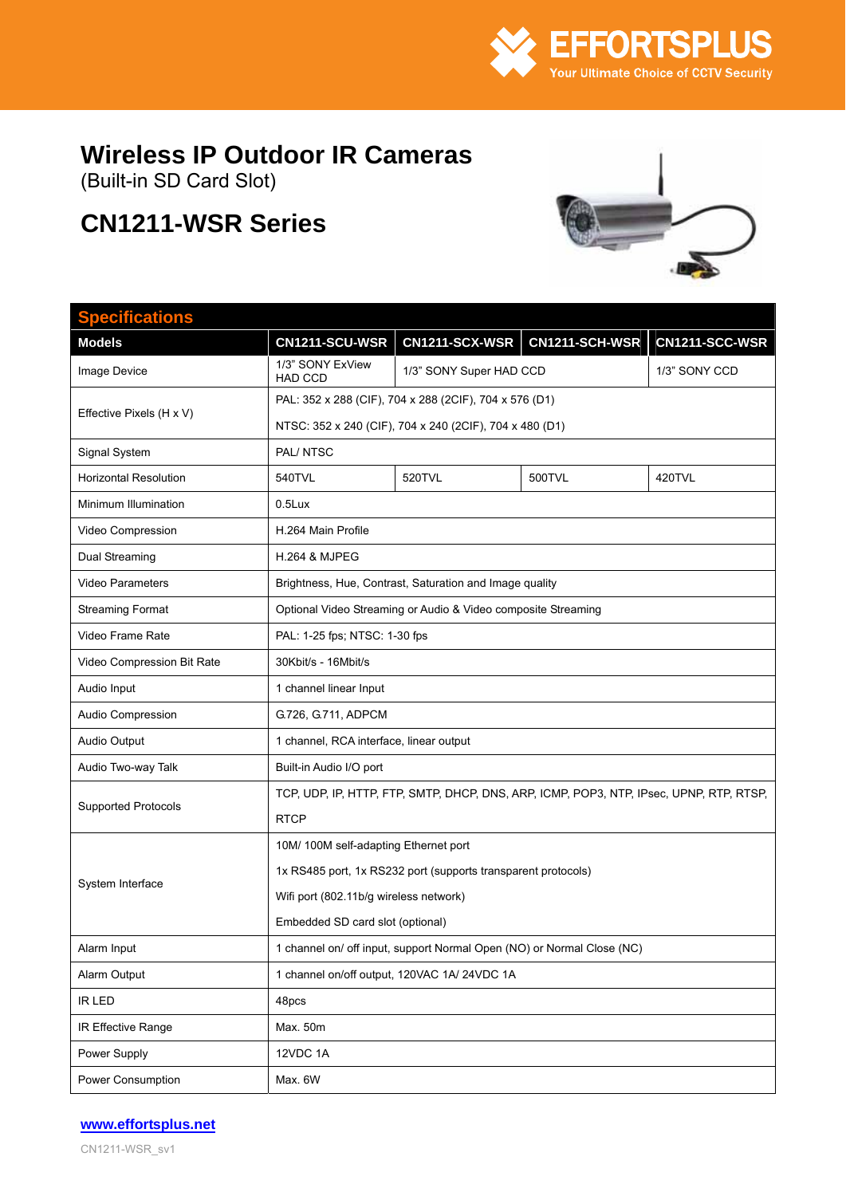# Wireless IP Outdoor IR Cameras

(Built-in SD Card Slot)

## CN1211-WSR Series

| Specifications | | | | |
|---|---|---|---|---|
| **Models** | **CN1211-SCU-WSR** | **CN1211-SCX-WSR** | **CN1211-SCH-WSR** | **CN1211-SCC-WSR** |
| Image Device | 1/3" SONY ExView HAD CCD | 1/3" SONY Super HAD CCD | | 1/3" SONY CCD |
| Effective Pixels (H x V) | PAL: 352 x 288 (CIF), 704 x 288 (2CIF), 704 x 576 (D1)<br>NTSC: 352 x 240 (CIF), 704 x 240 (2CIF), 704 x 480 (D1) | | | |
| Signal System | PAL/ NTSC | | | |
| Horizontal Resolution | 540TVL | 520TVL | 500TVL | 420TVL |
| Minimum Illumination | 0.5Lux | | | |
| Video Compression | H.264 Main Profile | | | |
| Dual Streaming | H.264 & MJPEG | | | |
| Video Parameters | Brightness, Hue, Contrast, Saturation and Image quality | | | |
| Streaming Format | Optional Video Streaming or Audio & Video composite Streaming | | | |
| Video Frame Rate | PAL: 1-25 fps; NTSC: 1-30 fps | | | |
| Video Compression Bit Rate | 30Kbit/s - 16Mbit/s | | | |
| Audio Input | 1 channel linear Input | | | |
| Audio Compression | G.726, G.711, ADPCM | | | |
| Audio Output | 1 channel, RCA interface, linear output | | | |
| Audio Two-way Talk | Built-in Audio I/O port | | | |
| Supported Protocols | TCP, UDP, IP, HTTP, FTP, SMTP, DHCP, DNS, ARP, ICMP, POP3, NTP, IPsec, UPNP, RTP, RTSP, RTCP | | | |
| System Interface | 10M/ 100M self-adapting Ethernet port<br>1x RS485 port, 1x RS232 port (supports transparent protocols)<br>Wifi port (802.11b/g wireless network)<br>Embedded SD card slot (optional) | | | |
| Alarm Input | 1 channel on/ off input, support Normal Open (NO) or Normal Close (NC) | | | |
| Alarm Output | 1 channel on/off output, 120VAC 1A/ 24VDC 1A | | | |
| IR LED | 48pcs | | | |
| IR Effective Range | Max. 50m | | | |
| Power Supply | 12VDC 1A | | | |
| Power Consumption | Max. 6W | | | |

www.effortsplus.net

CN1211-WSR_sv1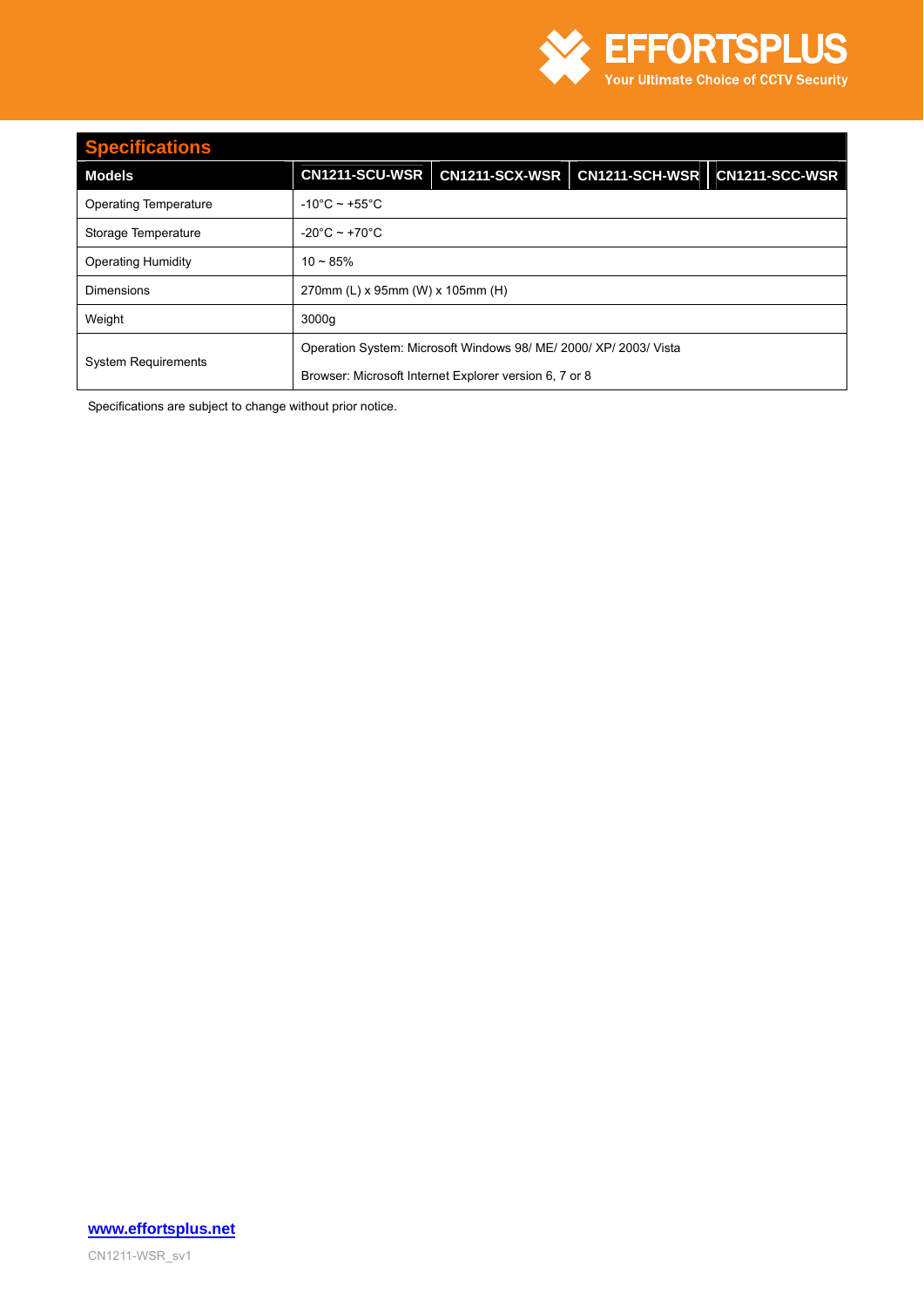## Specifications

| Models | CN1211-SCU-WSR | CN1211-SCX-WSR | CN1211-SCH-WSR | CN1211-SCC-WSR |
|---|---|---|---|---|
| Operating Temperature | -10°C ~ +55°C | | | |
| Storage Temperature | -20°C ~ +70°C | | | |
| Operating Humidity | 10 ~ 85% | | | |
| Dimensions | 270mm (L) x 95mm (W) x 105mm (H) | | | |
| Weight | 3000g | | | |
| System Requirements | Operation System: Microsoft Windows 98/ ME/ 2000/ XP/ 2003/ Vista<br>Browser: Microsoft Internet Explorer version 6, 7 or 8 | | | |

Specifications are subject to change without prior notice.

www.effortsplus.net

CN1211-WSR_sv1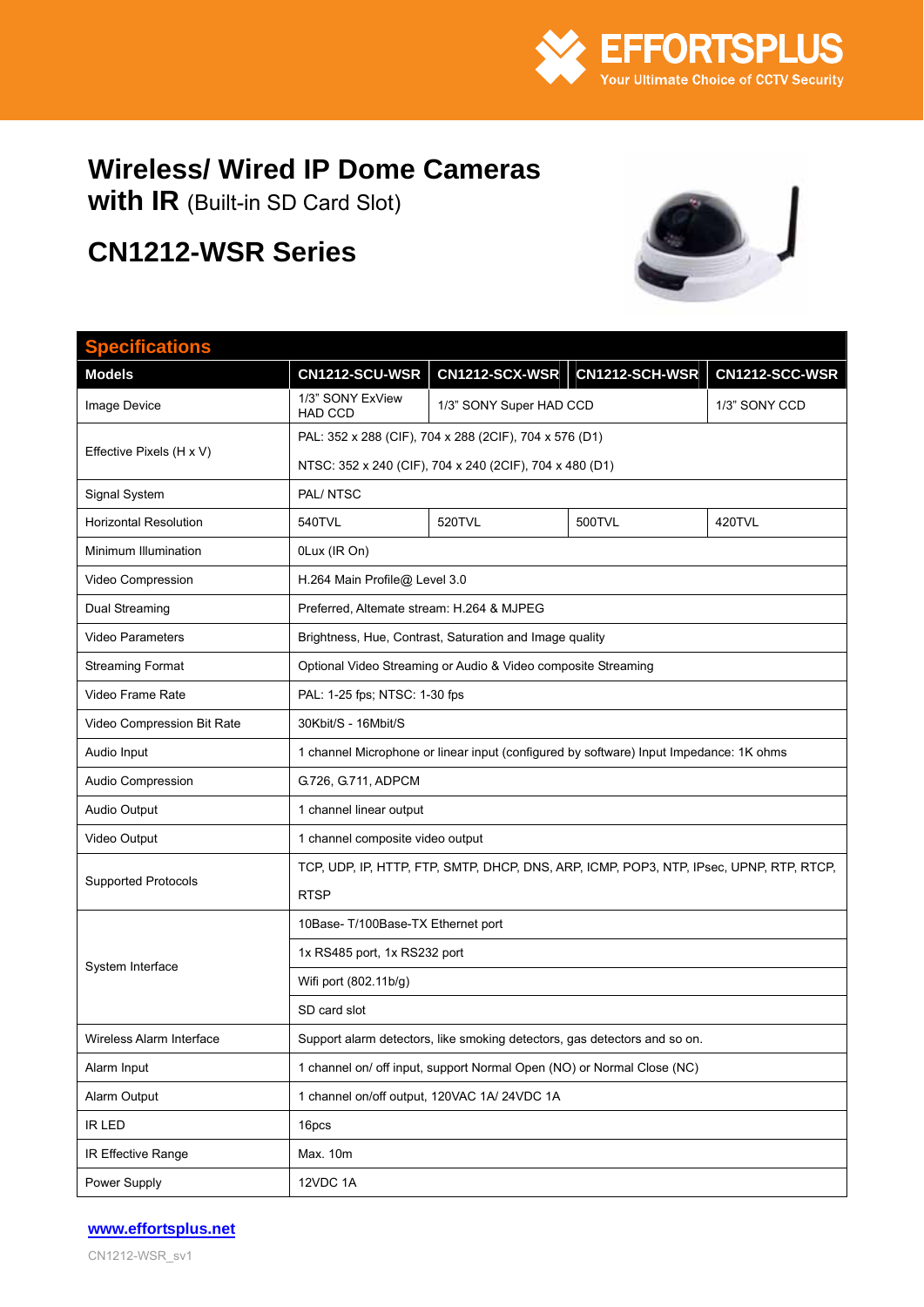EFFORTSPLUS
Your Ultimate Choice of CCTV Security

# Wireless/ Wired IP Dome Cameras with IR (Built-in SD Card Slot)

## CN1212-WSR Series

| Specifications | | | | |
|---|---|---|---|---|
| **Models** | **CN1212-SCU-WSR** | **CN1212-SCX-WSR** | **CN1212-SCH-WSR** | **CN1212-SCC-WSR** |
| Image Device | 1/3" SONY ExView HAD CCD | 1/3" SONY Super HAD CCD | | 1/3" SONY CCD |
| Effective Pixels (H x V) | PAL: 352 x 288 (CIF), 704 x 288 (2CIF), 704 x 576 (D1)<br>NTSC: 352 x 240 (CIF), 704 x 240 (2CIF), 704 x 480 (D1) | | | |
| Signal System | PAL/ NTSC | | | |
| Horizontal Resolution | 540TVL | 520TVL | 500TVL | 420TVL |
| Minimum Illumination | 0Lux (IR On) | | | |
| Video Compression | H.264 Main Profile@ Level 3.0 | | | |
| Dual Streaming | Preferred, Altemate stream: H.264 & MJPEG | | | |
| Video Parameters | Brightness, Hue, Contrast, Saturation and Image quality | | | |
| Streaming Format | Optional Video Streaming or Audio & Video composite Streaming | | | |
| Video Frame Rate | PAL: 1-25 fps; NTSC: 1-30 fps | | | |
| Video Compression Bit Rate | 30Kbit/S - 16Mbit/S | | | |
| Audio Input | 1 channel Microphone or linear input (configured by software) Input Impedance: 1K ohms | | | |
| Audio Compression | G.726, G.711, ADPCM | | | |
| Audio Output | 1 channel linear output | | | |
| Video Output | 1 channel composite video output | | | |
| Supported Protocols | TCP, UDP, IP, HTTP, FTP, SMTP, DHCP, DNS, ARP, ICMP, POP3, NTP, IPsec, UPNP, RTP, RTCP, RTSP | | | |
| System Interface | 10Base- T/100Base-TX Ethernet port<br>1x RS485 port, 1x RS232 port<br>Wifi port (802.11b/g)<br>SD card slot | | | |
| Wireless Alarm Interface | Support alarm detectors, like smoking detectors, gas detectors and so on. | | | |
| Alarm Input | 1 channel on/ off input, support Normal Open (NO) or Normal Close (NC) | | | |
| Alarm Output | 1 channel on/off output, 120VAC 1A/ 24VDC 1A | | | |
| IR LED | 16pcs | | | |
| IR Effective Range | Max. 10m | | | |
| Power Supply | 12VDC 1A | | | |

www.effortsplus.net

CN1212-WSR_sv1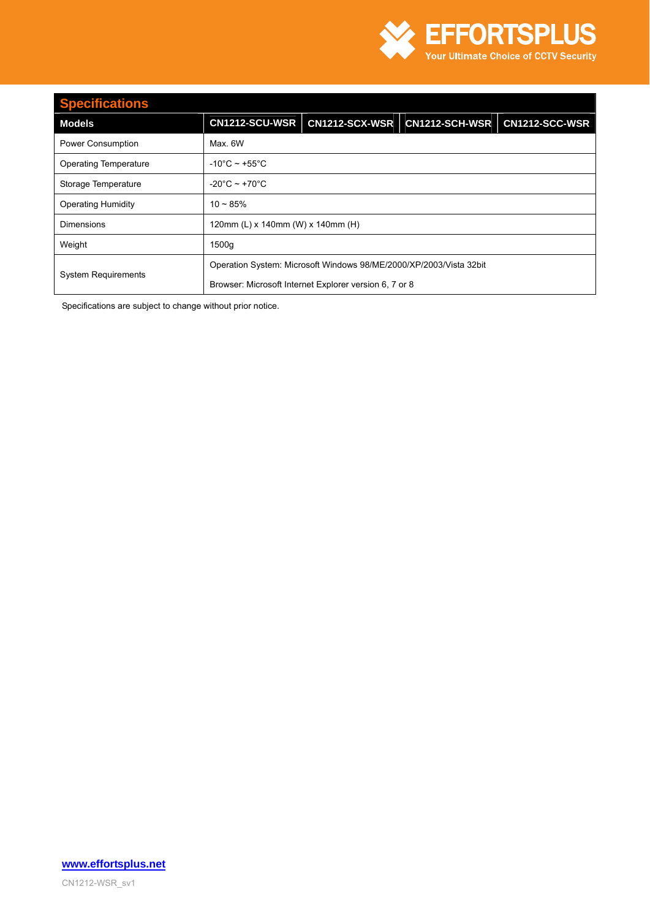## Specifications

| Models | CN1212-SCU-WSR | CN1212-SCX-WSR | CN1212-SCH-WSR | CN1212-SCC-WSR |
|---|---|---|---|---|
| Power Consumption | Max. 6W | | | |
| Operating Temperature | -10°C ~ +55°C | | | |
| Storage Temperature | -20°C ~ +70°C | | | |
| Operating Humidity | 10 ~ 85% | | | |
| Dimensions | 120mm (L) x 140mm (W) x 140mm (H) | | | |
| Weight | 1500g | | | |
| System Requirements | Operation System: Microsoft Windows 98/ME/2000/XP/2003/Vista 32bit<br>Browser: Microsoft Internet Explorer version 6, 7 or 8 | | | |

Specifications are subject to change without prior notice.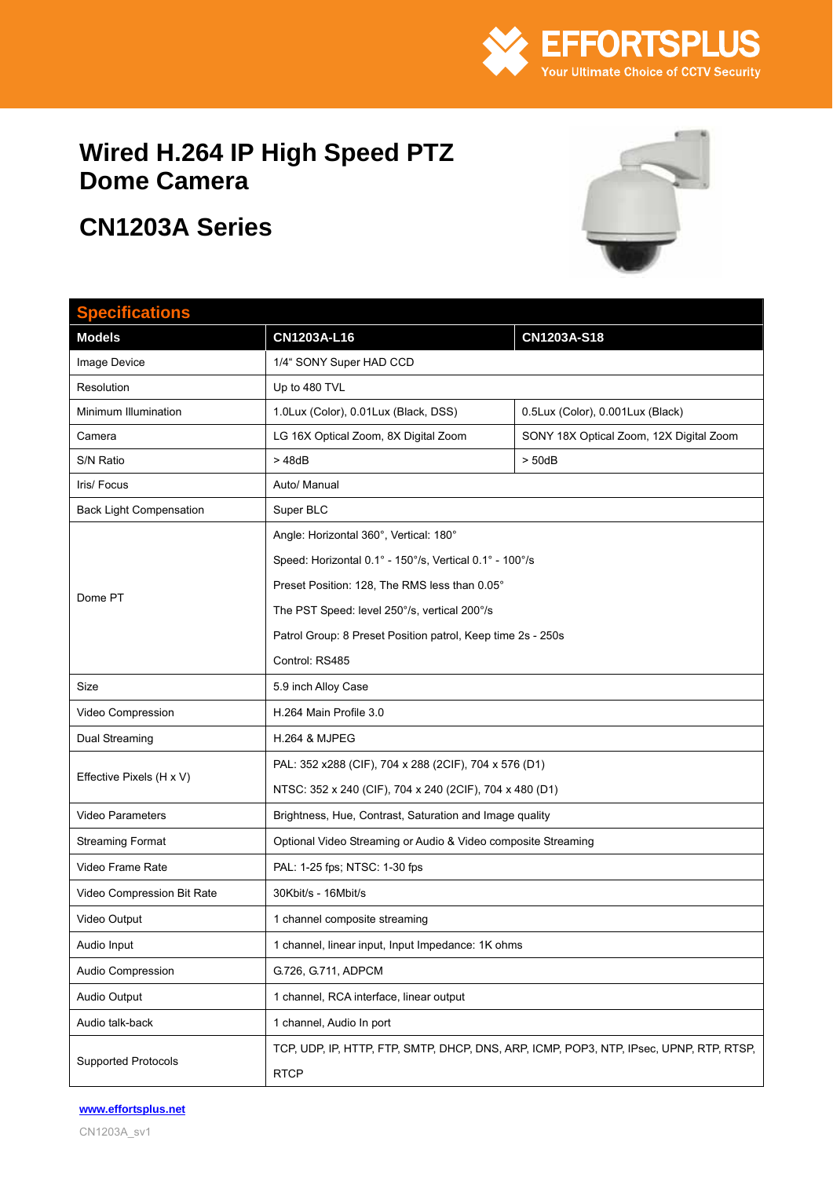EFFORTSPLUS

Your Ultimate Choice of CCTV Security

# Wired H.264 IP High Speed PTZ Dome Camera

# CN1203A Series

## Specifications

| Models | CN1203A-L16 | CN1203A-S18 |
|---|---|---|
| Image Device | 1/4" SONY Super HAD CCD | |
| Resolution | Up to 480 TVL | |
| Minimum Illumination | 1.0Lux (Color), 0.01Lux (Black, DSS) | 0.5Lux (Color), 0.001Lux (Black) |
| Camera | LG 16X Optical Zoom, 8X Digital Zoom | SONY 18X Optical Zoom, 12X Digital Zoom |
| S/N Ratio | > 48dB | > 50dB |
| Iris/ Focus | Auto/ Manual | |
| Back Light Compensation | Super BLC | |
| Dome PT | Angle: Horizontal 360°, Vertical: 180°<br>Speed: Horizontal 0.1° - 150°/s, Vertical 0.1° - 100°/s<br>Preset Position: 128, The RMS less than 0.05°<br>The PST Speed: level 250°/s, vertical 200°/s<br>Patrol Group: 8 Preset Position patrol, Keep time 2s - 250s<br>Control: RS485 | |
| Size | 5.9 inch Alloy Case | |
| Video Compression | H.264 Main Profile 3.0 | |
| Dual Streaming | H.264 & MJPEG | |
| Effective Pixels (H x V) | PAL: 352 x288 (CIF), 704 x 288 (2CIF), 704 x 576 (D1)<br>NTSC: 352 x 240 (CIF), 704 x 240 (2CIF), 704 x 480 (D1) | |
| Video Parameters | Brightness, Hue, Contrast, Saturation and Image quality | |
| Streaming Format | Optional Video Streaming or Audio & Video composite Streaming | |
| Video Frame Rate | PAL: 1-25 fps; NTSC: 1-30 fps | |
| Video Compression Bit Rate | 30Kbit/s - 16Mbit/s | |
| Video Output | 1 channel composite streaming | |
| Audio Input | 1 channel, linear input, Input Impedance: 1K ohms | |
| Audio Compression | G.726, G.711, ADPCM | |
| Audio Output | 1 channel, RCA interface, linear output | |
| Audio talk-back | 1 channel, Audio In port | |
| Supported Protocols | TCP, UDP, IP, HTTP, FTP, SMTP, DHCP, DNS, ARP, ICMP, POP3, NTP, IPsec, UPNP, RTP, RTSP, RTCP | |

www.effortsplus.net

CN1203A_sv1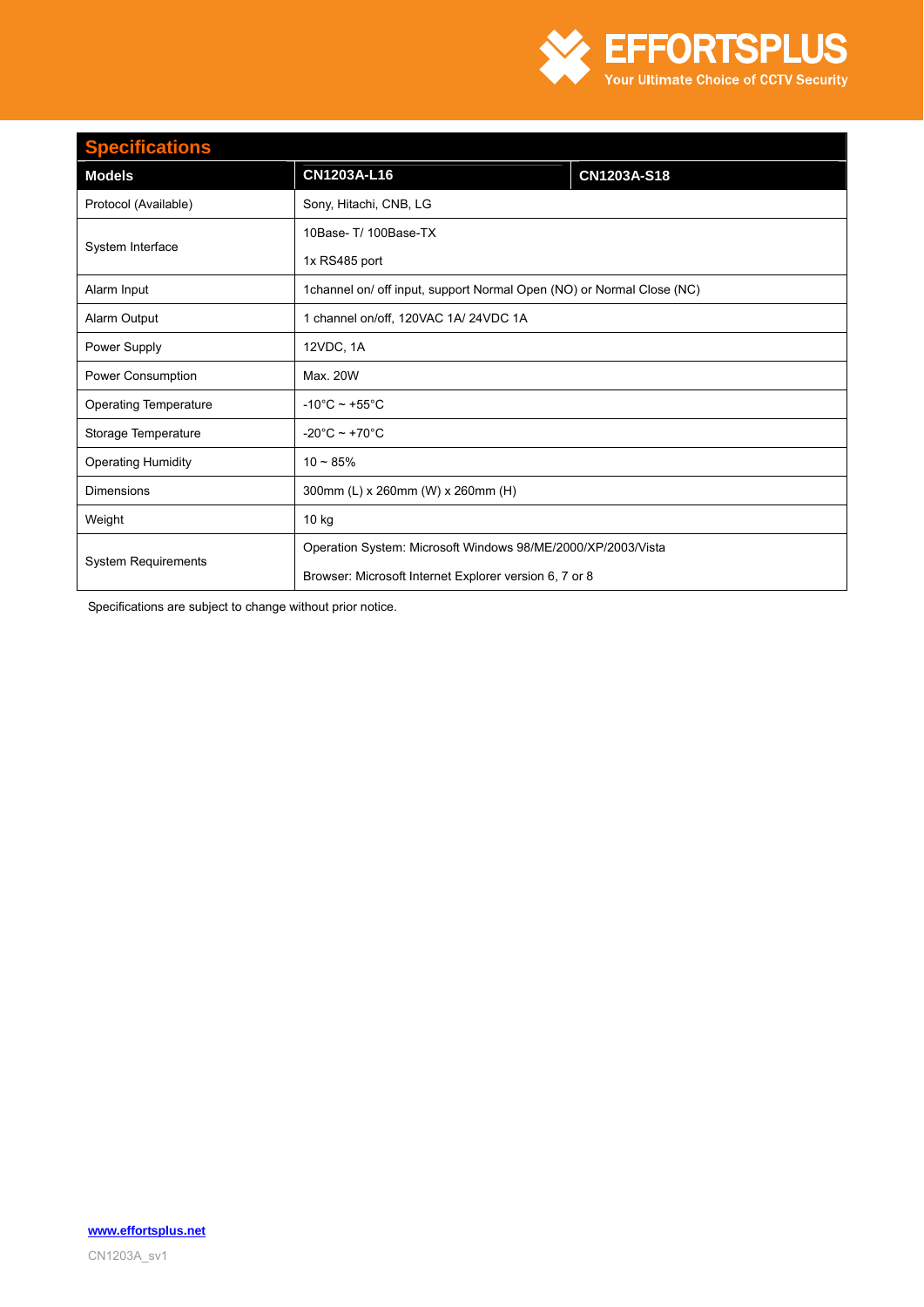## Specifications

| Models | CN1203A-L16 | CN1203A-S18 |
|---|---|---|
| Protocol (Available) | Sony, Hitachi, CNB, LG | |
| System Interface | 10Base- T/ 100Base-TX<br>1x RS485 port | |
| Alarm Input | 1channel on/ off input, support Normal Open (NO) or Normal Close (NC) | |
| Alarm Output | 1 channel on/off, 120VAC 1A/ 24VDC 1A | |
| Power Supply | 12VDC, 1A | |
| Power Consumption | Max. 20W | |
| Operating Temperature | -10°C ~ +55°C | |
| Storage Temperature | -20°C ~ +70°C | |
| Operating Humidity | 10 ~ 85% | |
| Dimensions | 300mm (L) x 260mm (W) x 260mm (H) | |
| Weight | 10 kg | |
| System Requirements | Operation System: Microsoft Windows 98/ME/2000/XP/2003/Vista<br>Browser: Microsoft Internet Explorer version 6, 7 or 8 | |

Specifications are subject to change without prior notice.

www.effortsplus.net

CN1203A_sv1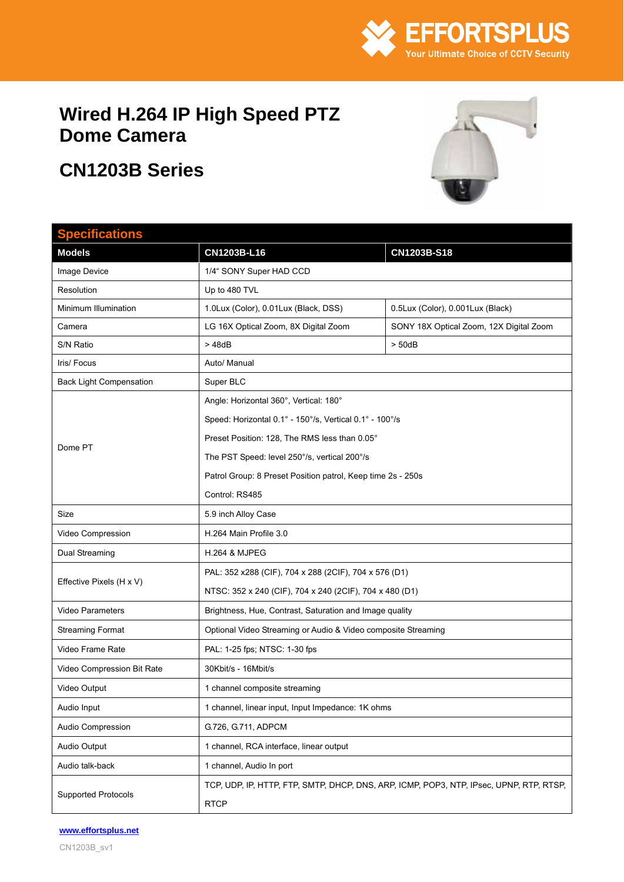EFFORTSPLUS
Your Ultimate Choice of CCTV Security

# Wired H.264 IP High Speed PTZ Dome Camera

# CN1203B Series

## Specifications

| Models | CN1203B-L16 | CN1203B-S18 |
|---|---|---|
| Image Device | 1/4" SONY Super HAD CCD | |
| Resolution | Up to 480 TVL | |
| Minimum Illumination | 1.0Lux (Color), 0.01Lux (Black, DSS) | 0.5Lux (Color), 0.001Lux (Black) |
| Camera | LG 16X Optical Zoom, 8X Digital Zoom | SONY 18X Optical Zoom, 12X Digital Zoom |
| S/N Ratio | > 48dB | > 50dB |
| Iris/ Focus | Auto/ Manual | |
| Back Light Compensation | Super BLC | |
| Dome PT | Angle: Horizontal 360°, Vertical: 180°<br>Speed: Horizontal 0.1° - 150°/s, Vertical 0.1° - 100°/s<br>Preset Position: 128, The RMS less than 0.05°<br>The PST Speed: level 250°/s, vertical 200°/s<br>Patrol Group: 8 Preset Position patrol, Keep time 2s - 250s<br>Control: RS485 | |
| Size | 5.9 inch Alloy Case | |
| Video Compression | H.264 Main Profile 3.0 | |
| Dual Streaming | H.264 & MJPEG | |
| Effective Pixels (H x V) | PAL: 352 x288 (CIF), 704 x 288 (2CIF), 704 x 576 (D1)<br>NTSC: 352 x 240 (CIF), 704 x 240 (2CIF), 704 x 480 (D1) | |
| Video Parameters | Brightness, Hue, Contrast, Saturation and Image quality | |
| Streaming Format | Optional Video Streaming or Audio & Video composite Streaming | |
| Video Frame Rate | PAL: 1-25 fps; NTSC: 1-30 fps | |
| Video Compression Bit Rate | 30Kbit/s - 16Mbit/s | |
| Video Output | 1 channel composite streaming | |
| Audio Input | 1 channel, linear input, Input Impedance: 1K ohms | |
| Audio Compression | G.726, G.711, ADPCM | |
| Audio Output | 1 channel, RCA interface, linear output | |
| Audio talk-back | 1 channel, Audio In port | |
| Supported Protocols | TCP, UDP, IP, HTTP, FTP, SMTP, DHCP, DNS, ARP, ICMP, POP3, NTP, IPsec, UPNP, RTP, RTSP, RTCP | |

www.effortsplus.net

CN1203B_sv1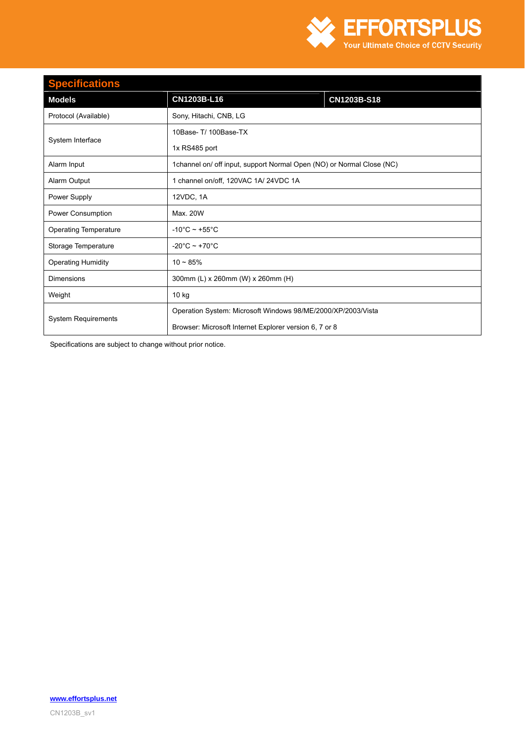## Specifications

| Models | CN1203B-L16 | CN1203B-S18 |
|---|---|---|
| Protocol (Available) | Sony, Hitachi, CNB, LG | |
| System Interface | 10Base- T/ 100Base-TX<br>1x RS485 port | |
| Alarm Input | 1channel on/ off input, support Normal Open (NO) or Normal Close (NC) | |
| Alarm Output | 1 channel on/off, 120VAC 1A/ 24VDC 1A | |
| Power Supply | 12VDC, 1A | |
| Power Consumption | Max. 20W | |
| Operating Temperature | -10°C ~ +55°C | |
| Storage Temperature | -20°C ~ +70°C | |
| Operating Humidity | 10 ~ 85% | |
| Dimensions | 300mm (L) x 260mm (W) x 260mm (H) | |
| Weight | 10 kg | |
| System Requirements | Operation System: Microsoft Windows 98/ME/2000/XP/2003/Vista<br>Browser: Microsoft Internet Explorer version 6, 7 or 8 | |

Specifications are subject to change without prior notice.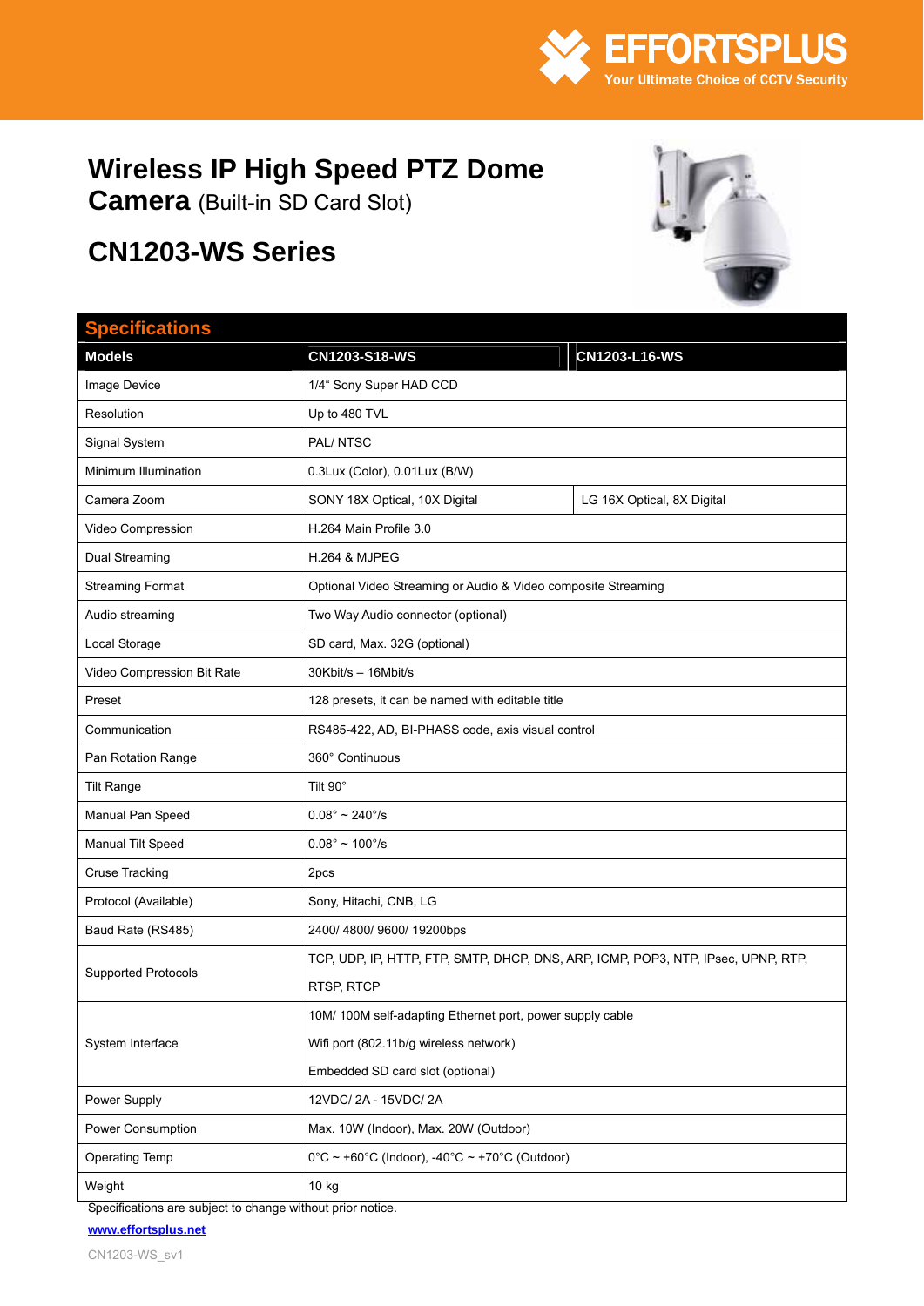EFFORTSPLUS
Your Ultimate Choice of CCTV Security

# Wireless IP High Speed PTZ Dome Camera (Built-in SD Card Slot)

# CN1203-WS Series

## Specifications

| Models | CN1203-S18-WS | CN1203-L16-WS |
|---|---|---|
| Image Device | 1/4" Sony Super HAD CCD | |
| Resolution | Up to 480 TVL | |
| Signal System | PAL/ NTSC | |
| Minimum Illumination | 0.3Lux (Color), 0.01Lux (B/W) | |
| Camera Zoom | SONY 18X Optical, 10X Digital | LG 16X Optical, 8X Digital |
| Video Compression | H.264 Main Profile 3.0 | |
| Dual Streaming | H.264 & MJPEG | |
| Streaming Format | Optional Video Streaming or Audio & Video composite Streaming | |
| Audio streaming | Two Way Audio connector (optional) | |
| Local Storage | SD card, Max. 32G (optional) | |
| Video Compression Bit Rate | 30Kbit/s – 16Mbit/s | |
| Preset | 128 presets, it can be named with editable title | |
| Communication | RS485-422, AD, BI-PHASS code, axis visual control | |
| Pan Rotation Range | 360° Continuous | |
| Tilt Range | Tilt 90° | |
| Manual Pan Speed | 0.08° ~ 240°/s | |
| Manual Tilt Speed | 0.08° ~ 100°/s | |
| Cruse Tracking | 2pcs | |
| Protocol (Available) | Sony, Hitachi, CNB, LG | |
| Baud Rate (RS485) | 2400/ 4800/ 9600/ 19200bps | |
| Supported Protocols | TCP, UDP, IP, HTTP, FTP, SMTP, DHCP, DNS, ARP, ICMP, POP3, NTP, IPsec, UPNP, RTP, RTSP, RTCP | |
| System Interface | 10M/ 100M self-adapting Ethernet port, power supply cable<br>Wifi port (802.11b/g wireless network)<br>Embedded SD card slot (optional) | |
| Power Supply | 12VDC/ 2A - 15VDC/ 2A | |
| Power Consumption | Max. 10W (Indoor), Max. 20W (Outdoor) | |
| Operating Temp | 0°C ~ +60°C (Indoor), -40°C ~ +70°C (Outdoor) | |
| Weight | 10 kg | |

Specifications are subject to change without prior notice.

www.effortsplus.net

CN1203-WS_sv1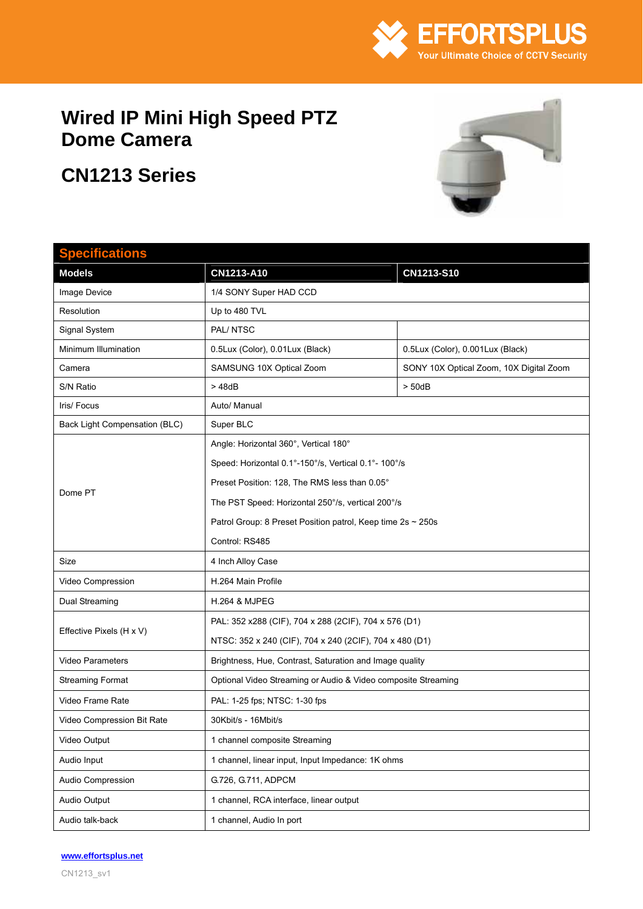# Wired IP Mini High Speed PTZ Dome Camera

## CN1213 Series

### Specifications

| Models | CN1213-A10 | CN1213-S10 |
|---|---|---|
| Image Device | 1/4 SONY Super HAD CCD | |
| Resolution | Up to 480 TVL | |
| Signal System | PAL/ NTSC | |
| Minimum Illumination | 0.5Lux (Color), 0.01Lux (Black) | 0.5Lux (Color), 0.001Lux (Black) |
| Camera | SAMSUNG 10X Optical Zoom | SONY 10X Optical Zoom, 10X Digital Zoom |
| S/N Ratio | > 48dB | > 50dB |
| Iris/ Focus | Auto/ Manual | |
| Back Light Compensation (BLC) | Super BLC | |
| Dome PT | Angle: Horizontal 360°, Vertical 180°<br>Speed: Horizontal 0.1°-150°/s, Vertical 0.1°- 100°/s<br>Preset Position: 128, The RMS less than 0.05°<br>The PST Speed: Horizontal 250°/s, vertical 200°/s<br>Patrol Group: 8 Preset Position patrol, Keep time 2s ~ 250s<br>Control: RS485 | |
| Size | 4 Inch Alloy Case | |
| Video Compression | H.264 Main Profile | |
| Dual Streaming | H.264 & MJPEG | |
| Effective Pixels (H x V) | PAL: 352 x288 (CIF), 704 x 288 (2CIF), 704 x 576 (D1)<br>NTSC: 352 x 240 (CIF), 704 x 240 (2CIF), 704 x 480 (D1) | |
| Video Parameters | Brightness, Hue, Contrast, Saturation and Image quality | |
| Streaming Format | Optional Video Streaming or Audio & Video composite Streaming | |
| Video Frame Rate | PAL: 1-25 fps; NTSC: 1-30 fps | |
| Video Compression Bit Rate | 30Kbit/s - 16Mbit/s | |
| Video Output | 1 channel composite Streaming | |
| Audio Input | 1 channel, linear input, Input Impedance: 1K ohms | |
| Audio Compression | G.726, G.711, ADPCM | |
| Audio Output | 1 channel, RCA interface, linear output | |
| Audio talk-back | 1 channel, Audio In port | |

www.effortsplus.net

CN1213_sv1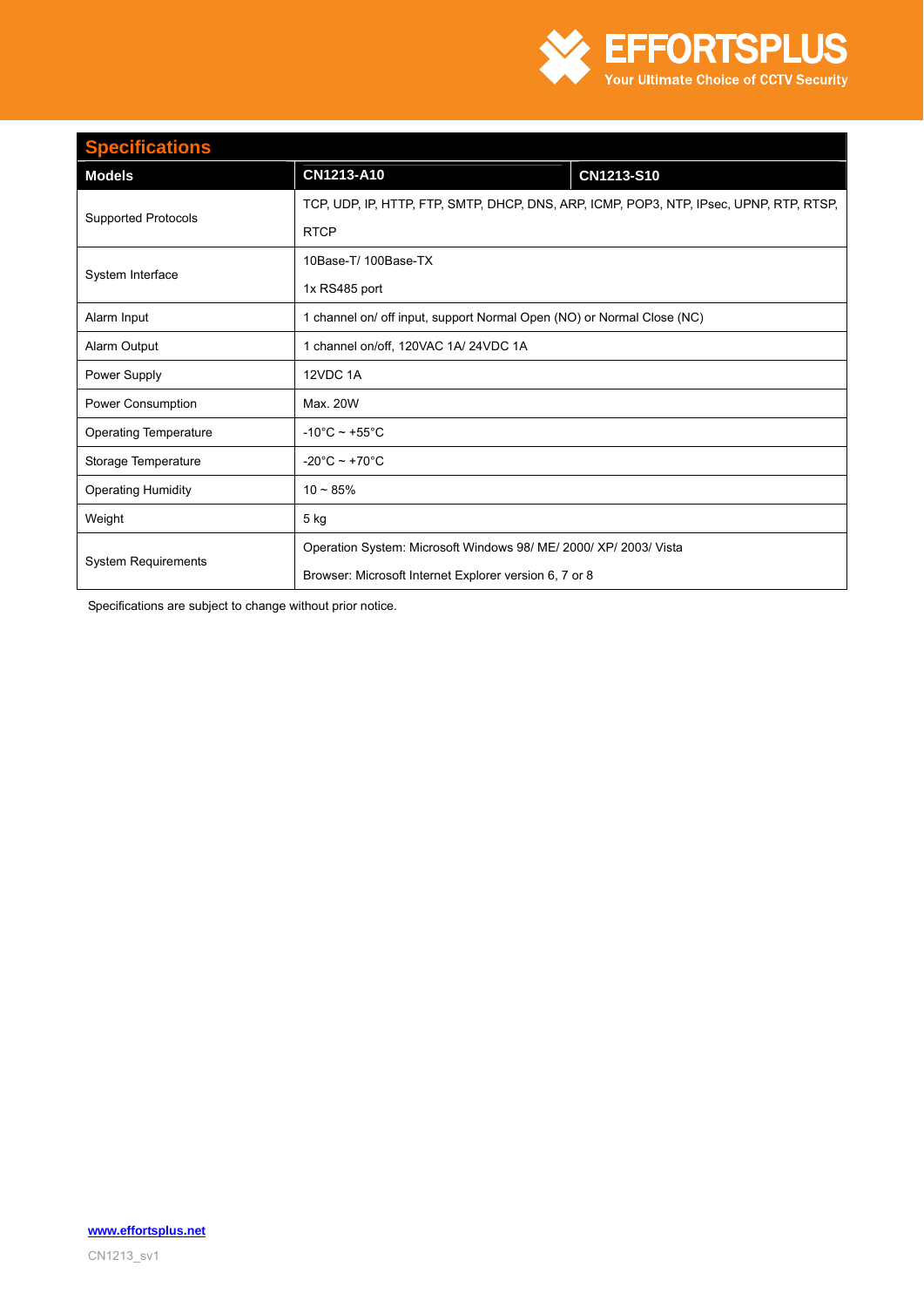## Specifications

| Models | CN1213-A10 | CN1213-S10 |
|---|---|---|
| Supported Protocols | TCP, UDP, IP, HTTP, FTP, SMTP, DHCP, DNS, ARP, ICMP, POP3, NTP, IPsec, UPNP, RTP, RTSP, RTCP | |
| System Interface | 10Base-T/ 100Base-TX<br>1x RS485 port | |
| Alarm Input | 1 channel on/ off input, support Normal Open (NO) or Normal Close (NC) | |
| Alarm Output | 1 channel on/off, 120VAC 1A/ 24VDC 1A | |
| Power Supply | 12VDC 1A | |
| Power Consumption | Max. 20W | |
| Operating Temperature | -10°C ~ +55°C | |
| Storage Temperature | -20°C ~ +70°C | |
| Operating Humidity | 10 ~ 85% | |
| Weight | 5 kg | |
| System Requirements | Operation System: Microsoft Windows 98/ ME/ 2000/ XP/ 2003/ Vista<br>Browser: Microsoft Internet Explorer version 6, 7 or 8 | |

Specifications are subject to change without prior notice.

www.effortsplus.net

CN1213_sv1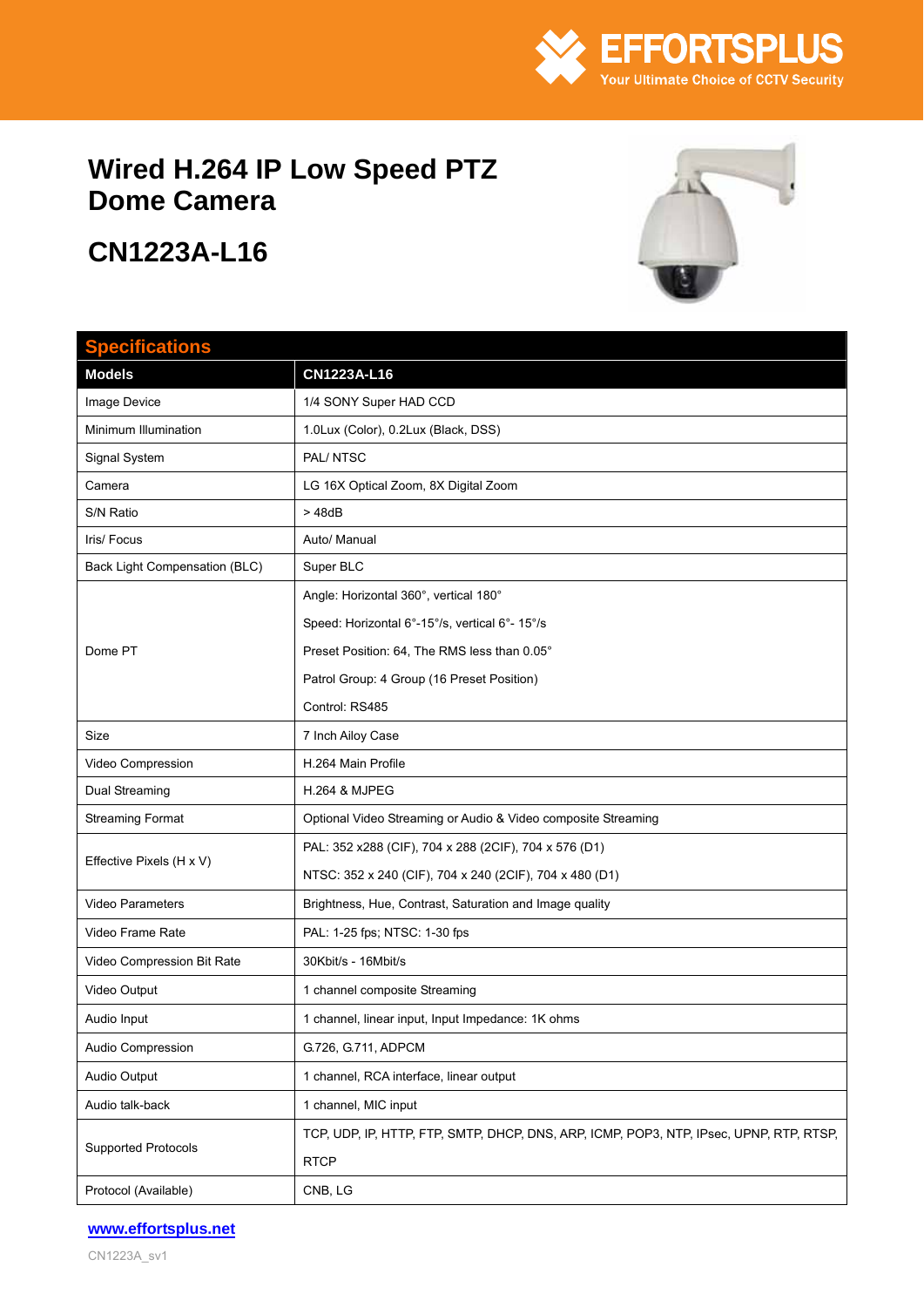EFFORTSPLUS
Your Ultimate Choice of CCTV Security

# Wired H.264 IP Low Speed PTZ Dome Camera

# CN1223A-L16

## Specifications

| Models | CN1223A-L16 |
|---|---|
| Image Device | 1/4 SONY Super HAD CCD |
| Minimum Illumination | 1.0Lux (Color), 0.2Lux (Black, DSS) |
| Signal System | PAL/ NTSC |
| Camera | LG 16X Optical Zoom, 8X Digital Zoom |
| S/N Ratio | > 48dB |
| Iris/ Focus | Auto/ Manual |
| Back Light Compensation (BLC) | Super BLC |
| Dome PT | Angle: Horizontal 360°, vertical 180°<br>Speed: Horizontal 6°-15°/s, vertical 6°- 15°/s<br>Preset Position: 64, The RMS less than 0.05°<br>Patrol Group: 4 Group (16 Preset Position)<br>Control: RS485 |
| Size | 7 Inch Ailoy Case |
| Video Compression | H.264 Main Profile |
| Dual Streaming | H.264 & MJPEG |
| Streaming Format | Optional Video Streaming or Audio & Video composite Streaming |
| Effective Pixels (H x V) | PAL: 352 x288 (CIF), 704 x 288 (2CIF), 704 x 576 (D1)<br>NTSC: 352 x 240 (CIF), 704 x 240 (2CIF), 704 x 480 (D1) |
| Video Parameters | Brightness, Hue, Contrast, Saturation and Image quality |
| Video Frame Rate | PAL: 1-25 fps; NTSC: 1-30 fps |
| Video Compression Bit Rate | 30Kbit/s - 16Mbit/s |
| Video Output | 1 channel composite Streaming |
| Audio Input | 1 channel, linear input, Input Impedance: 1K ohms |
| Audio Compression | G.726, G.711, ADPCM |
| Audio Output | 1 channel, RCA interface, linear output |
| Audio talk-back | 1 channel, MIC input |
| Supported Protocols | TCP, UDP, IP, HTTP, FTP, SMTP, DHCP, DNS, ARP, ICMP, POP3, NTP, IPsec, UPNP, RTP, RTSP, RTCP |
| Protocol (Available) | CNB, LG |

www.effortsplus.net

CN1223A_sv1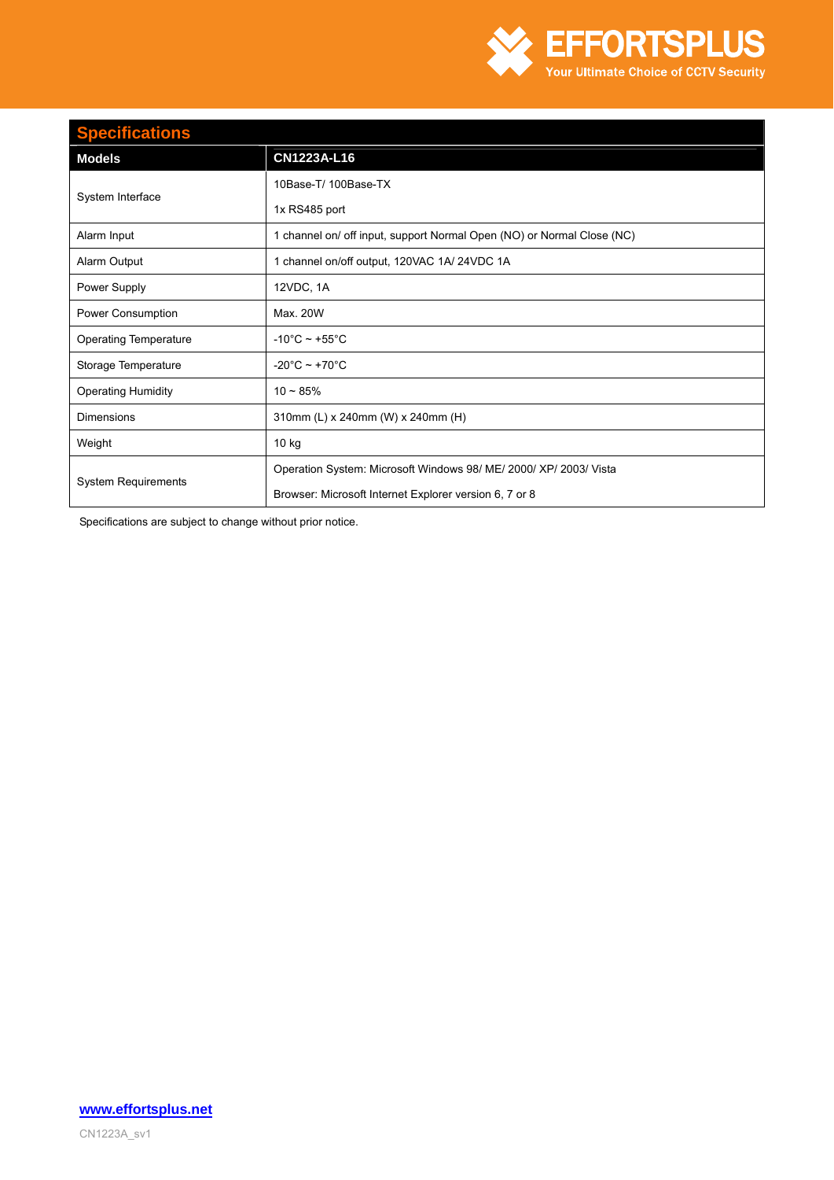## Specifications

| Models | CN1223A-L16 |
|---|---|
| System Interface | 10Base-T/ 100Base-TX<br>1x RS485 port |
| Alarm Input | 1 channel on/ off input, support Normal Open (NO) or Normal Close (NC) |
| Alarm Output | 1 channel on/off output, 120VAC 1A/ 24VDC 1A |
| Power Supply | 12VDC, 1A |
| Power Consumption | Max. 20W |
| Operating Temperature | -10°C ~ +55°C |
| Storage Temperature | -20°C ~ +70°C |
| Operating Humidity | 10 ~ 85% |
| Dimensions | 310mm (L) x 240mm (W) x 240mm (H) |
| Weight | 10 kg |
| System Requirements | Operation System: Microsoft Windows 98/ ME/ 2000/ XP/ 2003/ Vista<br>Browser: Microsoft Internet Explorer version 6, 7 or 8 |

Specifications are subject to change without prior notice.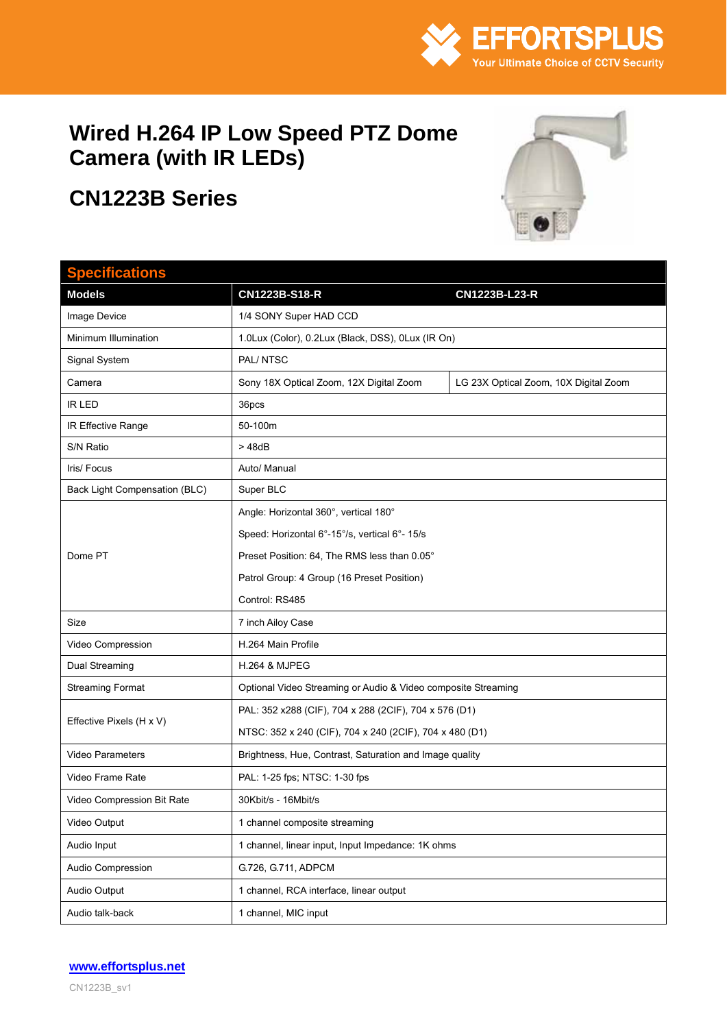EFFORTSPLUS
Your Ultimate Choice of CCTV Security

# Wired H.264 IP Low Speed PTZ Dome Camera (with IR LEDs)

## CN1223B Series

| Specifications | | |
|---|---|---|
| **Models** | **CN1223B-S18-R** | **CN1223B-L23-R** |
| Image Device | 1/4 SONY Super HAD CCD | |
| Minimum Illumination | 1.0Lux (Color), 0.2Lux (Black, DSS), 0Lux (IR On) | |
| Signal System | PAL/ NTSC | |
| Camera | Sony 18X Optical Zoom, 12X Digital Zoom | LG 23X Optical Zoom, 10X Digital Zoom |
| IR LED | 36pcs | |
| IR Effective Range | 50-100m | |
| S/N Ratio | > 48dB | |
| Iris/ Focus | Auto/ Manual | |
| Back Light Compensation (BLC) | Super BLC | |
| Dome PT | Angle: Horizontal 360°, vertical 180°<br>Speed: Horizontal 6°-15°/s, vertical 6°- 15/s<br>Preset Position: 64, The RMS less than 0.05°<br>Patrol Group: 4 Group (16 Preset Position)<br>Control: RS485 | |
| Size | 7 inch Ailoy Case | |
| Video Compression | H.264 Main Profile | |
| Dual Streaming | H.264 & MJPEG | |
| Streaming Format | Optional Video Streaming or Audio & Video composite Streaming | |
| Effective Pixels (H x V) | PAL: 352 x288 (CIF), 704 x 288 (2CIF), 704 x 576 (D1)<br>NTSC: 352 x 240 (CIF), 704 x 240 (2CIF), 704 x 480 (D1) | |
| Video Parameters | Brightness, Hue, Contrast, Saturation and Image quality | |
| Video Frame Rate | PAL: 1-25 fps; NTSC: 1-30 fps | |
| Video Compression Bit Rate | 30Kbit/s - 16Mbit/s | |
| Video Output | 1 channel composite streaming | |
| Audio Input | 1 channel, linear input, Input Impedance: 1K ohms | |
| Audio Compression | G.726, G.711, ADPCM | |
| Audio Output | 1 channel, RCA interface, linear output | |
| Audio talk-back | 1 channel, MIC input | |

www.effortsplus.net

CN1223B_sv1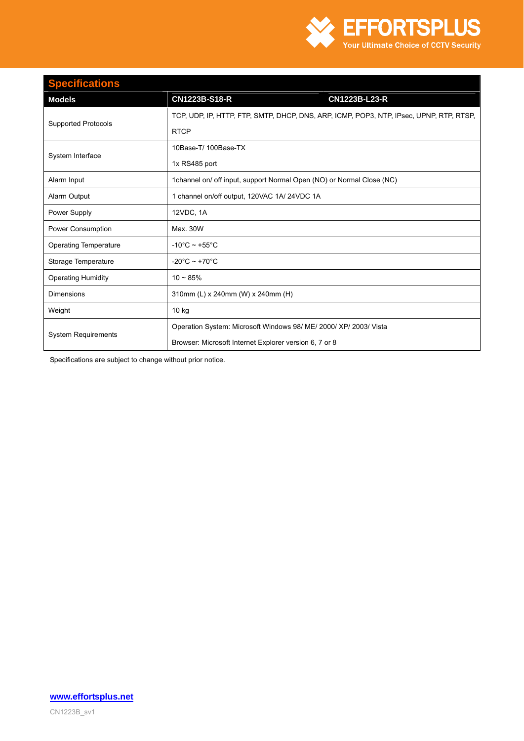## Specifications

| Models | CN1223B-S18-R | CN1223B-L23-R |
|---|---|---|
| Supported Protocols | TCP, UDP, IP, HTTP, FTP, SMTP, DHCP, DNS, ARP, ICMP, POP3, NTP, IPsec, UPNP, RTP, RTSP, RTCP | |
| System Interface | 10Base-T/ 100Base-TX<br>1x RS485 port | |
| Alarm Input | 1channel on/ off input, support Normal Open (NO) or Normal Close (NC) | |
| Alarm Output | 1 channel on/off output, 120VAC 1A/ 24VDC 1A | |
| Power Supply | 12VDC, 1A | |
| Power Consumption | Max. 30W | |
| Operating Temperature | -10°C ~ +55°C | |
| Storage Temperature | -20°C ~ +70°C | |
| Operating Humidity | 10 ~ 85% | |
| Dimensions | 310mm (L) x 240mm (W) x 240mm (H) | |
| Weight | 10 kg | |
| System Requirements | Operation System: Microsoft Windows 98/ ME/ 2000/ XP/ 2003/ Vista<br>Browser: Microsoft Internet Explorer version 6, 7 or 8 | |

Specifications are subject to change without prior notice.

www.effortsplus.net

CN1223B_sv1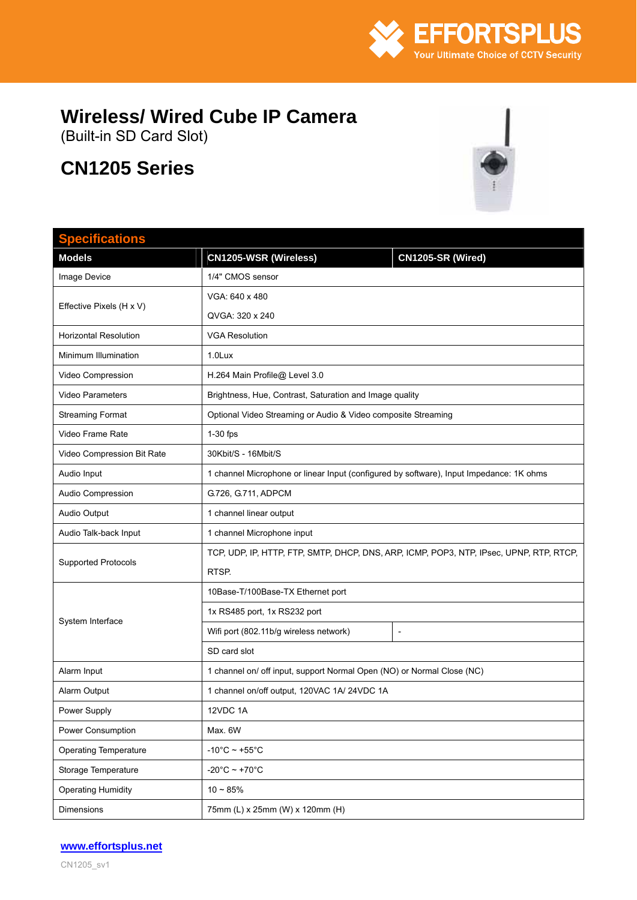EFFORTSPLUS
Your Ultimate Choice of CCTV Security

# Wireless/ Wired Cube IP Camera
(Built-in SD Card Slot)

## CN1205 Series

| Specifications | | |
|---|---|---|
| **Models** | **CN1205-WSR (Wireless)** | **CN1205-SR (Wired)** |
| Image Device | 1/4" CMOS sensor | |
| Effective Pixels (H x V) | VGA: 640 x 480<br>QVGA: 320 x 240 | |
| Horizontal Resolution | VGA Resolution | |
| Minimum Illumination | 1.0Lux | |
| Video Compression | H.264 Main Profile@ Level 3.0 | |
| Video Parameters | Brightness, Hue, Contrast, Saturation and Image quality | |
| Streaming Format | Optional Video Streaming or Audio & Video composite Streaming | |
| Video Frame Rate | 1-30 fps | |
| Video Compression Bit Rate | 30Kbit/S - 16Mbit/S | |
| Audio Input | 1 channel Microphone or linear Input (configured by software), Input Impedance: 1K ohms | |
| Audio Compression | G.726, G.711, ADPCM | |
| Audio Output | 1 channel linear output | |
| Audio Talk-back Input | 1 channel Microphone input | |
| Supported Protocols | TCP, UDP, IP, HTTP, FTP, SMTP, DHCP, DNS, ARP, ICMP, POP3, NTP, IPsec, UPNP, RTP, RTCP, RTSP. | |
| System Interface | 10Base-T/100Base-TX Ethernet port | |
| | 1x RS485 port, 1x RS232 port | |
| | Wifi port (802.11b/g wireless network) | - |
| | SD card slot | |
| Alarm Input | 1 channel on/ off input, support Normal Open (NO) or Normal Close (NC) | |
| Alarm Output | 1 channel on/off output, 120VAC 1A/ 24VDC 1A | |
| Power Supply | 12VDC 1A | |
| Power Consumption | Max. 6W | |
| Operating Temperature | -10°C ~ +55°C | |
| Storage Temperature | -20°C ~ +70°C | |
| Operating Humidity | 10 ~ 85% | |
| Dimensions | 75mm (L) x 25mm (W) x 120mm (H) | |

www.effortsplus.net

CN1205_sv1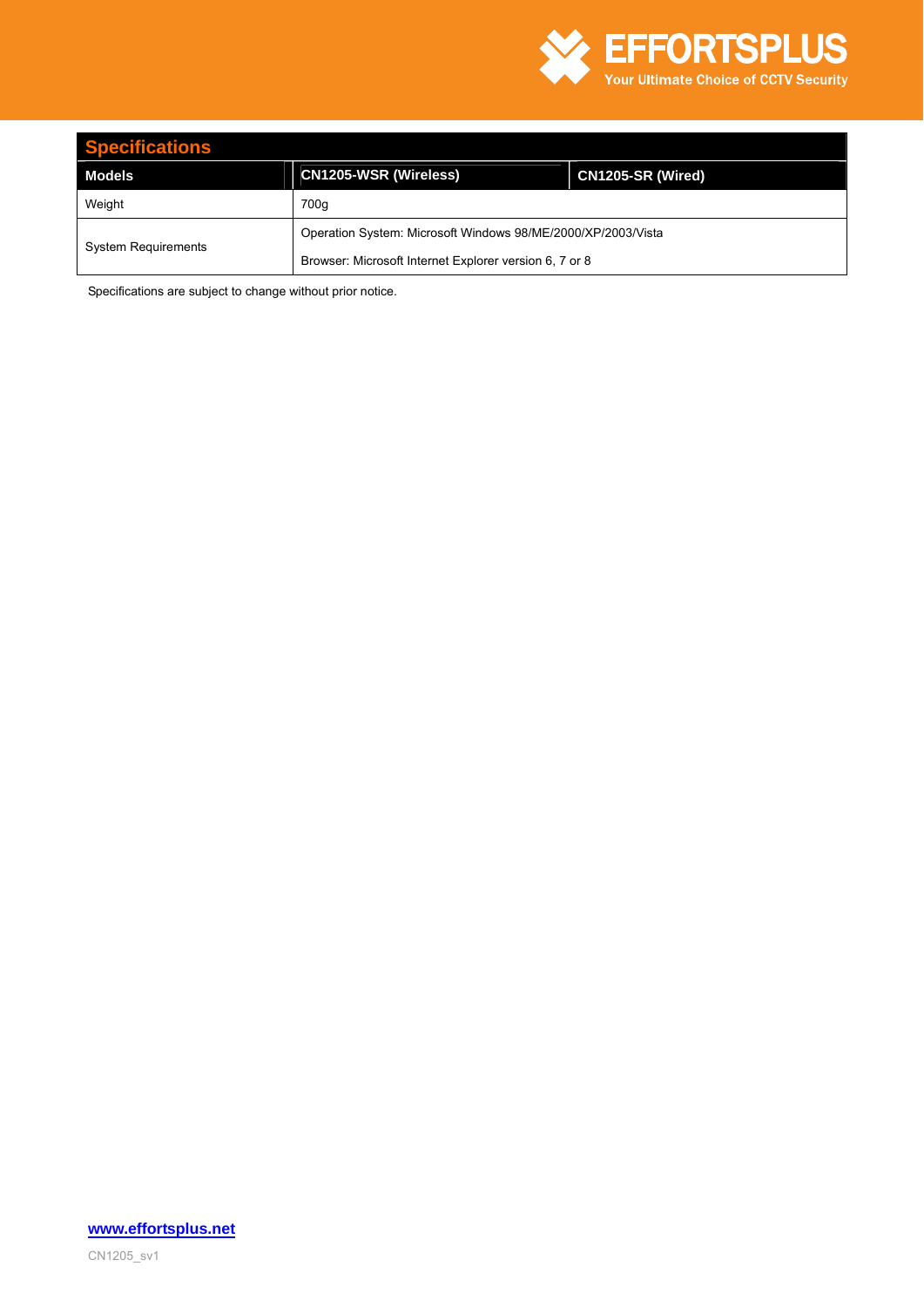## Specifications

| Models | CN1205-WSR (Wireless) | CN1205-SR (Wired) |
|---|---|---|
| Weight | 700g | |
| System Requirements | Operation System: Microsoft Windows 98/ME/2000/XP/2003/Vista<br>Browser: Microsoft Internet Explorer version 6, 7 or 8 | |

Specifications are subject to change without prior notice.

www.effortsplus.net

CN1205_sv1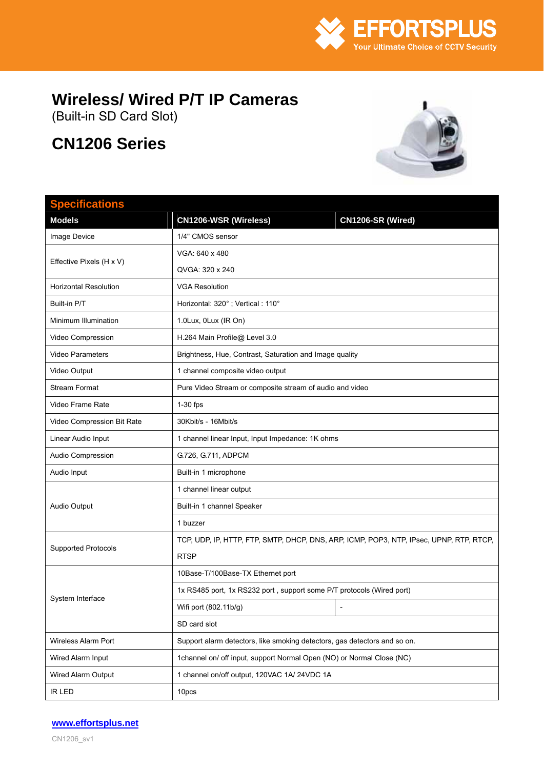EFFORTSPLUS
Your Ultimate Choice of CCTV Security

# Wireless/ Wired P/T IP Cameras

(Built-in SD Card Slot)

## CN1206 Series

| Specifications | | |
|---|---|---|
| **Models** | **CN1206-WSR (Wireless)** | **CN1206-SR (Wired)** |
| Image Device | 1/4" CMOS sensor | |
| Effective Pixels (H x V) | VGA: 640 x 480<br>QVGA: 320 x 240 | |
| Horizontal Resolution | VGA Resolution | |
| Built-in P/T | Horizontal: 320° ; Vertical : 110° | |
| Minimum Illumination | 1.0Lux, 0Lux (IR On) | |
| Video Compression | H.264 Main Profile@ Level 3.0 | |
| Video Parameters | Brightness, Hue, Contrast, Saturation and Image quality | |
| Video Output | 1 channel composite video output | |
| Stream Format | Pure Video Stream or composite stream of audio and video | |
| Video Frame Rate | 1-30 fps | |
| Video Compression Bit Rate | 30Kbit/s - 16Mbit/s | |
| Linear Audio Input | 1 channel linear Input, Input Impedance: 1K ohms | |
| Audio Compression | G.726, G.711, ADPCM | |
| Audio Input | Built-in 1 microphone | |
| Audio Output | 1 channel linear output<br>Built-in 1 channel Speaker<br>1 buzzer | |
| Supported Protocols | TCP, UDP, IP, HTTP, FTP, SMTP, DHCP, DNS, ARP, ICMP, POP3, NTP, IPsec, UPNP, RTP, RTCP, RTSP | |
| System Interface | 10Base-T/100Base-TX Ethernet port | |
| | 1x RS485 port, 1x RS232 port , support some P/T protocols (Wired port) | |
| | Wifi port (802.11b/g) | - |
| | SD card slot | |
| Wireless Alarm Port | Support alarm detectors, like smoking detectors, gas detectors and so on. | |
| Wired Alarm Input | 1channel on/ off input, support Normal Open (NO) or Normal Close (NC) | |
| Wired Alarm Output | 1 channel on/off output, 120VAC 1A/ 24VDC 1A | |
| IR LED | 10pcs | |

www.effortsplus.net

CN1206_sv1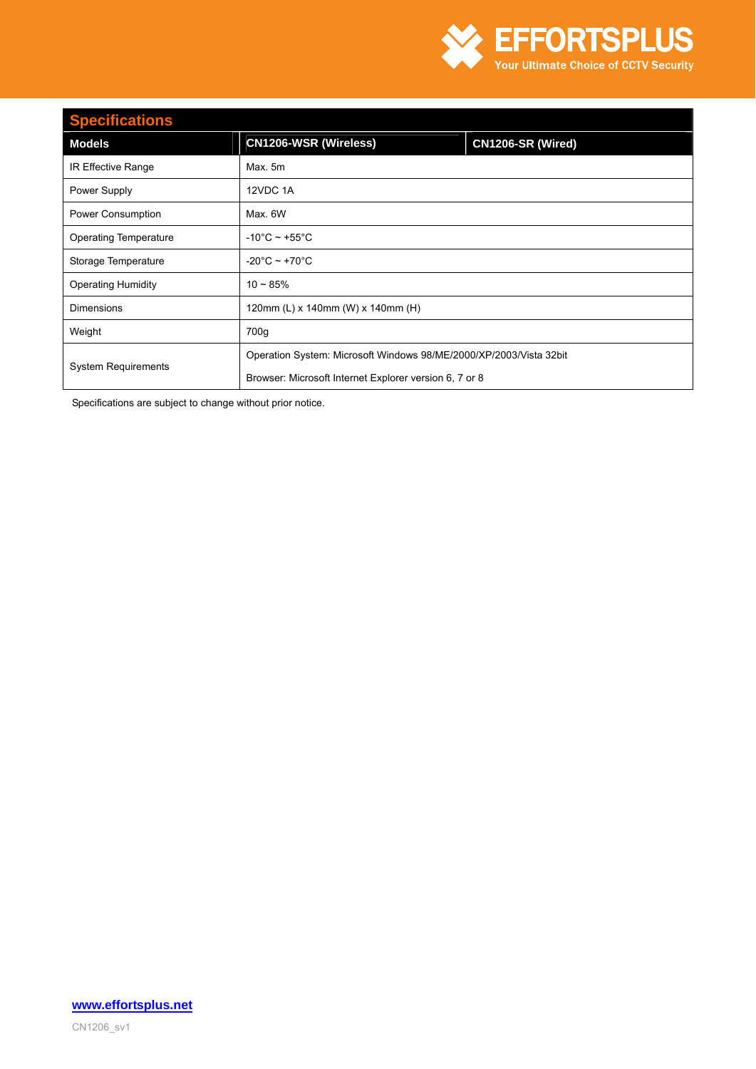## Specifications

| Models | CN1206-WSR (Wireless) | CN1206-SR (Wired) |
|---|---|---|
| IR Effective Range | Max. 5m | |
| Power Supply | 12VDC 1A | |
| Power Consumption | Max. 6W | |
| Operating Temperature | -10°C ~ +55°C | |
| Storage Temperature | -20°C ~ +70°C | |
| Operating Humidity | 10 ~ 85% | |
| Dimensions | 120mm (L) x 140mm (W) x 140mm (H) | |
| Weight | 700g | |
| System Requirements | Operation System: Microsoft Windows 98/ME/2000/XP/2003/Vista 32bit<br>Browser: Microsoft Internet Explorer version 6, 7 or 8 | |

Specifications are subject to change without prior notice.

**www.effortsplus.net**

CN1206_sv1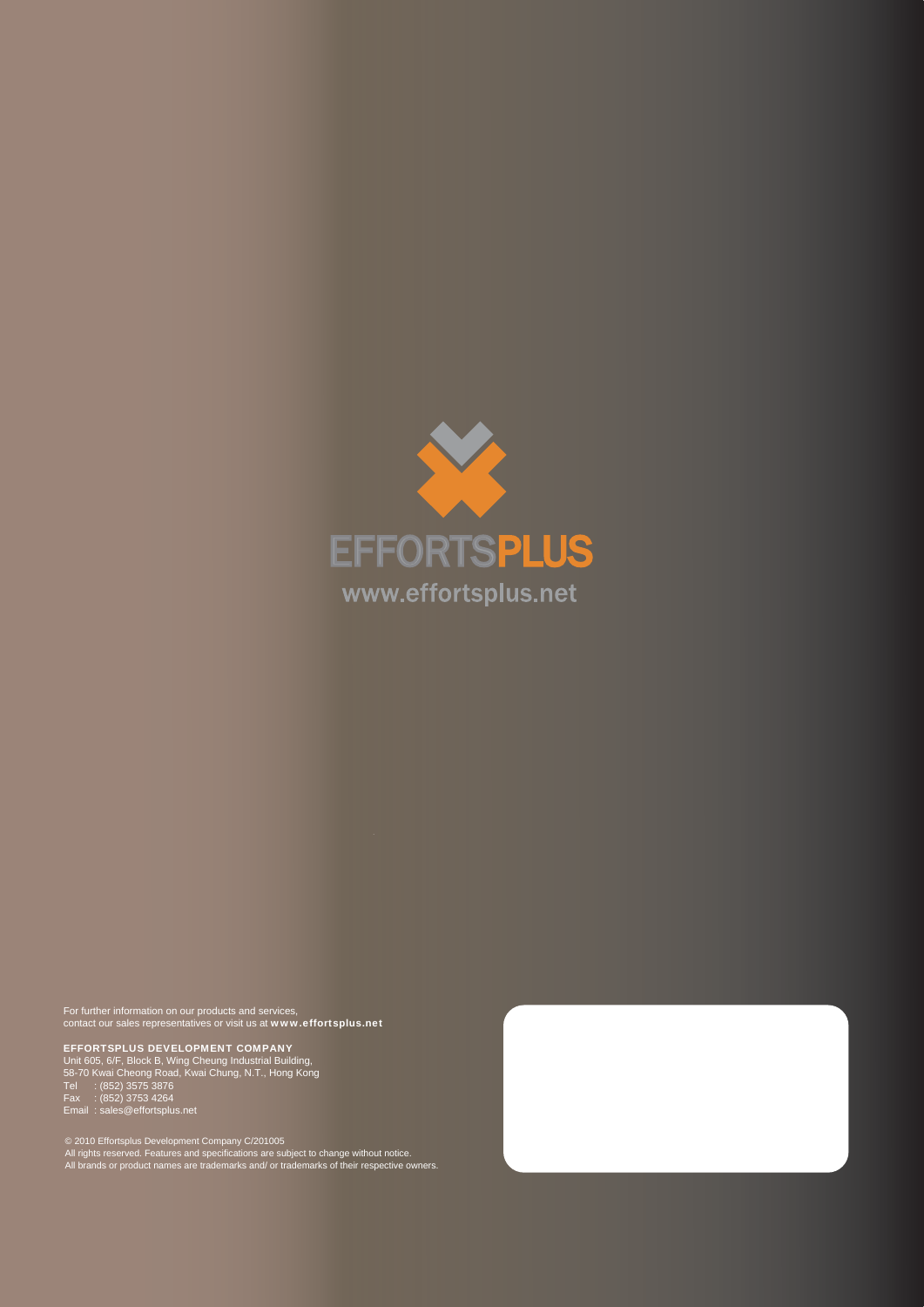EFFORTSPLUS

www.effortsplus.net

For further information on our products and services,
contact our sales representatives or visit us at **www.effortsplus.net**

**EFFORTSPLUS DEVELOPMENT COMPANY**
Unit 605, 6/F, Block B, Wing Cheung Industrial Building,
58-70 Kwai Cheong Road, Kwai Chung, N.T., Hong Kong
Tel : (852) 3575 3876
Fax : (852) 3753 4264
Email : sales@effortsplus.net

© 2010 Effortsplus Development Company C/201005
All rights reserved. Features and specifications are subject to change without notice.
All brands or product names are trademarks and/ or trademarks of their respective owners.